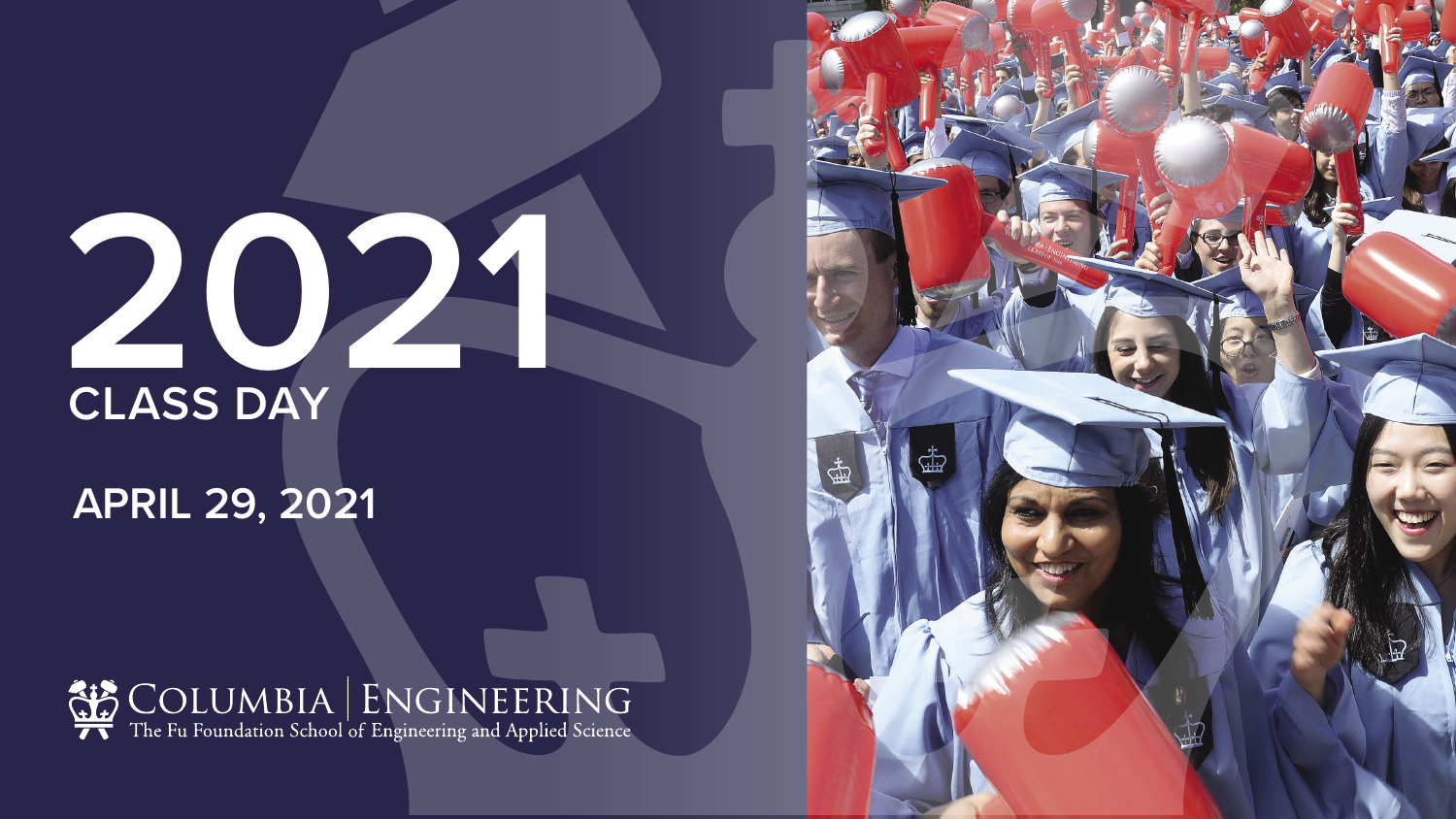# 2021

## CLASS DAY

**APRIL 29, 2021**

COLUMBIA | ENGINEERING
The Fu Foundation School of Engineering and Applied Science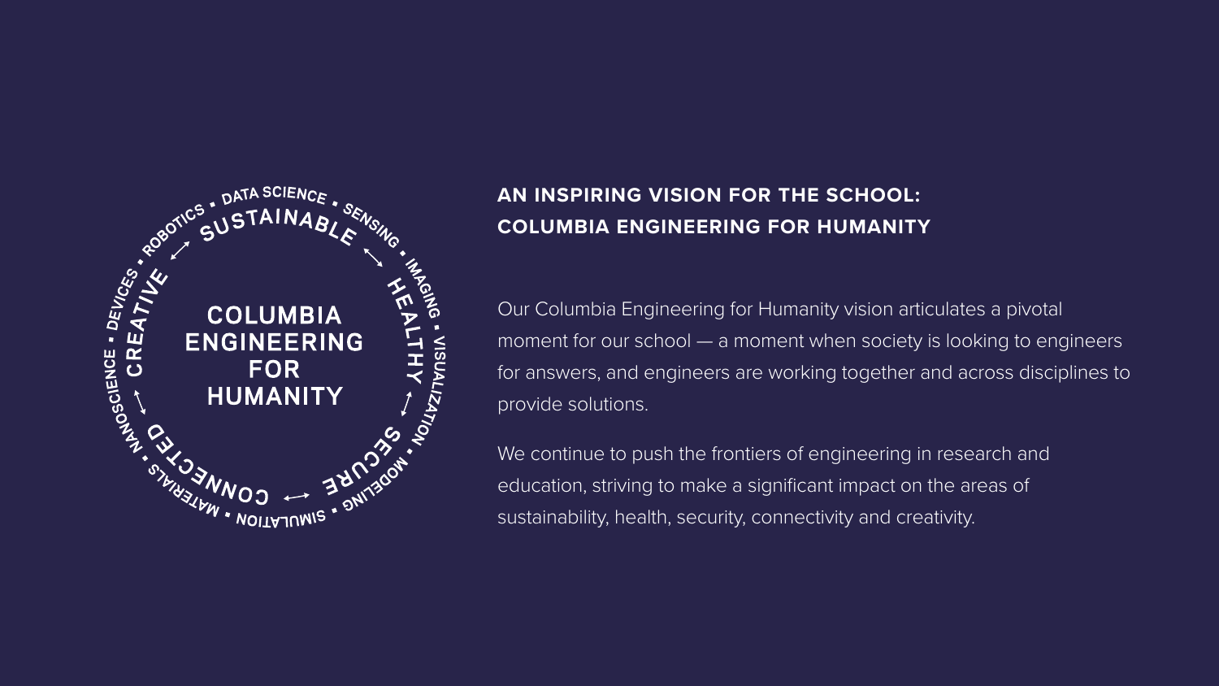COLUMBIA ENGINEERING FOR HUMANITY

SUSTAINABLE · HEALTHY · SECURE · CONNECTED · CREATIVE

DATA SCIENCE · SENSING · IMAGING · VISUALIZATION · MODELING · SIMULATION · MATERIALS · NANOSCIENCE · DEVICES · ROBOTICS

## AN INSPIRING VISION FOR THE SCHOOL: COLUMBIA ENGINEERING FOR HUMANITY

Our Columbia Engineering for Humanity vision articulates a pivotal moment for our school — a moment when society is looking to engineers for answers, and engineers are working together and across disciplines to provide solutions.

We continue to push the frontiers of engineering in research and education, striving to make a significant impact on the areas of sustainability, health, security, connectivity and creativity.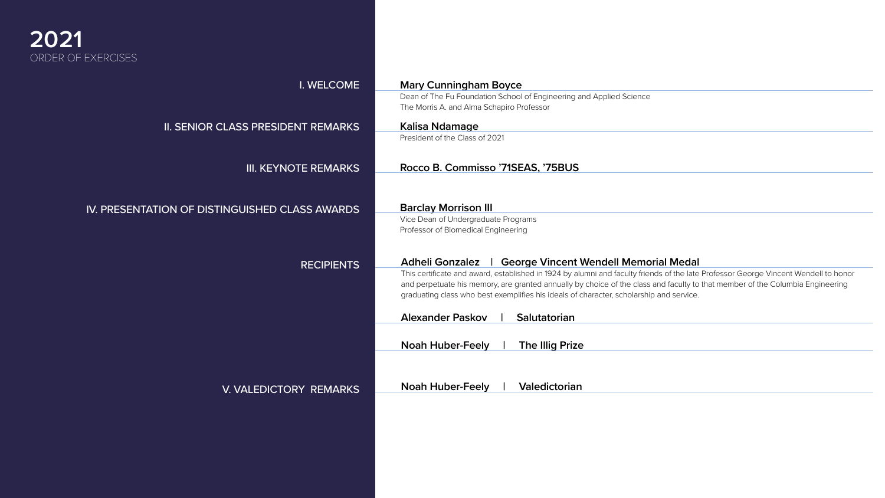# 2021

ORDER OF EXERCISES

## I. WELCOME

**Mary Cunningham Boyce**

Dean of The Fu Foundation School of Engineering and Applied Science

The Morris A. and Alma Schapiro Professor

## II. SENIOR CLASS PRESIDENT REMARKS

**Kalisa Ndamage**

President of the Class of 2021

## III. KEYNOTE REMARKS

**Rocco B. Commisso '71SEAS, '75BUS**

## IV. PRESENTATION OF DISTINGUISHED CLASS AWARDS

**Barclay Morrison III**

Vice Dean of Undergraduate Programs

Professor of Biomedical Engineering

### RECIPIENTS

**Adheli Gonzalez | George Vincent Wendell Memorial Medal**

This certificate and award, established in 1924 by alumni and faculty friends of the late Professor George Vincent Wendell to honor and perpetuate his memory, are granted annually by choice of the class and faculty to that member of the Columbia Engineering graduating class who best exemplifies his ideals of character, scholarship and service.

**Alexander Paskov | Salutatorian**

**Noah Huber-Feely | The Illig Prize**

## V. VALEDICTORY REMARKS

**Noah Huber-Feely | Valedictorian**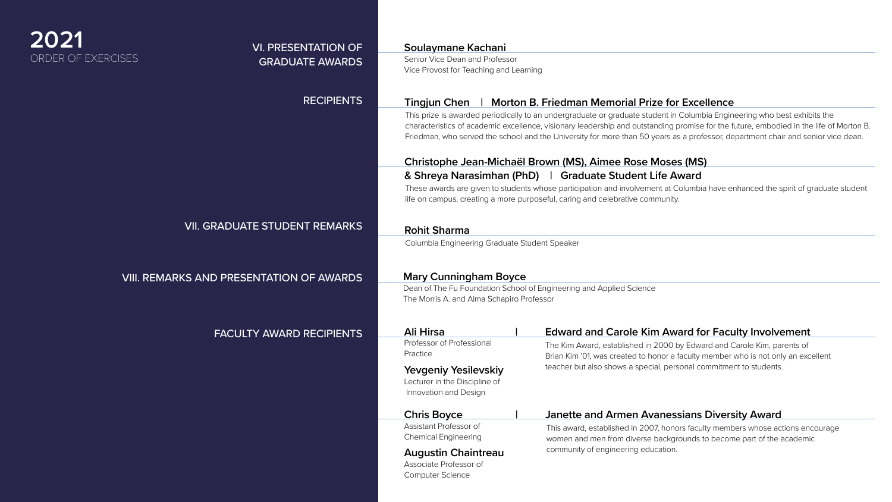# 2021

ORDER OF EXERCISES

## VI. PRESENTATION OF GRADUATE AWARDS

**Soulaymane Kachani**
Senior Vice Dean and Professor
Vice Provost for Teaching and Learning

### RECIPIENTS

**Tingjun Chen | Morton B. Friedman Memorial Prize for Excellence**

This prize is awarded periodically to an undergraduate or graduate student in Columbia Engineering who best exhibits the characteristics of academic excellence, visionary leadership and outstanding promise for the future, embodied in the life of Morton B. Friedman, who served the school and the University for more than 50 years as a professor, department chair and senior vice dean.

**Christophe Jean-Michaël Brown (MS), Aimee Rose Moses (MS) & Shreya Narasimhan (PhD) | Graduate Student Life Award**

These awards are given to students whose participation and involvement at Columbia have enhanced the spirit of graduate student life on campus, creating a more purposeful, caring and celebrative community.

## VII. GRADUATE STUDENT REMARKS

**Rohit Sharma**
Columbia Engineering Graduate Student Speaker

## VIII. REMARKS AND PRESENTATION OF AWARDS

**Mary Cunningham Boyce**
Dean of The Fu Foundation School of Engineering and Applied Science
The Morris A. and Alma Schapiro Professor

### FACULTY AWARD RECIPIENTS

**Ali Hirsa**
Professor of Professional Practice

**Yevgeniy Yesilevskiy**
Lecturer in the Discipline of Innovation and Design

**Edward and Carole Kim Award for Faculty Involvement**

The Kim Award, established in 2000 by Edward and Carole Kim, parents of Brian Kim '01, was created to honor a faculty member who is not only an excellent teacher but also shows a special, personal commitment to students.

**Chris Boyce**
Assistant Professor of Chemical Engineering

**Augustin Chaintreau**
Associate Professor of Computer Science

**Janette and Armen Avanessians Diversity Award**

This award, established in 2007, honors faculty members whose actions encourage women and men from diverse backgrounds to become part of the academic community of engineering education.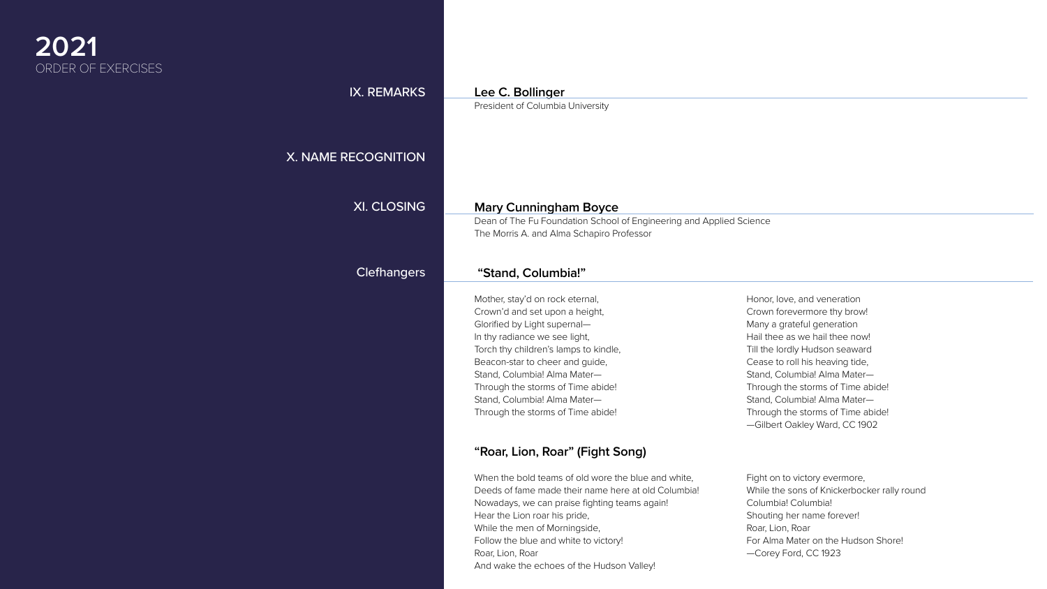# 2021

ORDER OF EXERCISES

## IX. REMARKS

**Lee C. Bollinger**
President of Columbia University

## X. NAME RECOGNITION

## XI. CLOSING

**Mary Cunningham Boyce**
Dean of The Fu Foundation School of Engineering and Applied Science
The Morris A. and Alma Schapiro Professor

## Clefhangers

### "Stand, Columbia!"

Mother, stay'd on rock eternal,
Crown'd and set upon a height,
Glorified by Light supernal—
In thy radiance we see light,
Torch thy children's lamps to kindle,
Beacon-star to cheer and guide,
Stand, Columbia! Alma Mater—
Through the storms of Time abide!
Stand, Columbia! Alma Mater—
Through the storms of Time abide!

Honor, love, and veneration
Crown forevermore thy brow!
Many a grateful generation
Hail thee as we hail thee now!
Till the lordly Hudson seaward
Cease to roll his heaving tide,
Stand, Columbia! Alma Mater—
Through the storms of Time abide!
Stand, Columbia! Alma Mater—
Through the storms of Time abide!
—Gilbert Oakley Ward, CC 1902

### "Roar, Lion, Roar" (Fight Song)

When the bold teams of old wore the blue and white,
Deeds of fame made their name here at old Columbia!
Nowadays, we can praise fighting teams again!
Hear the Lion roar his pride,
While the men of Morningside,
Follow the blue and white to victory!
Roar, Lion, Roar
And wake the echoes of the Hudson Valley!

Fight on to victory evermore,
While the sons of Knickerbocker rally round
Columbia! Columbia!
Shouting her name forever!
Roar, Lion, Roar
For Alma Mater on the Hudson Shore!
—Corey Ford, CC 1923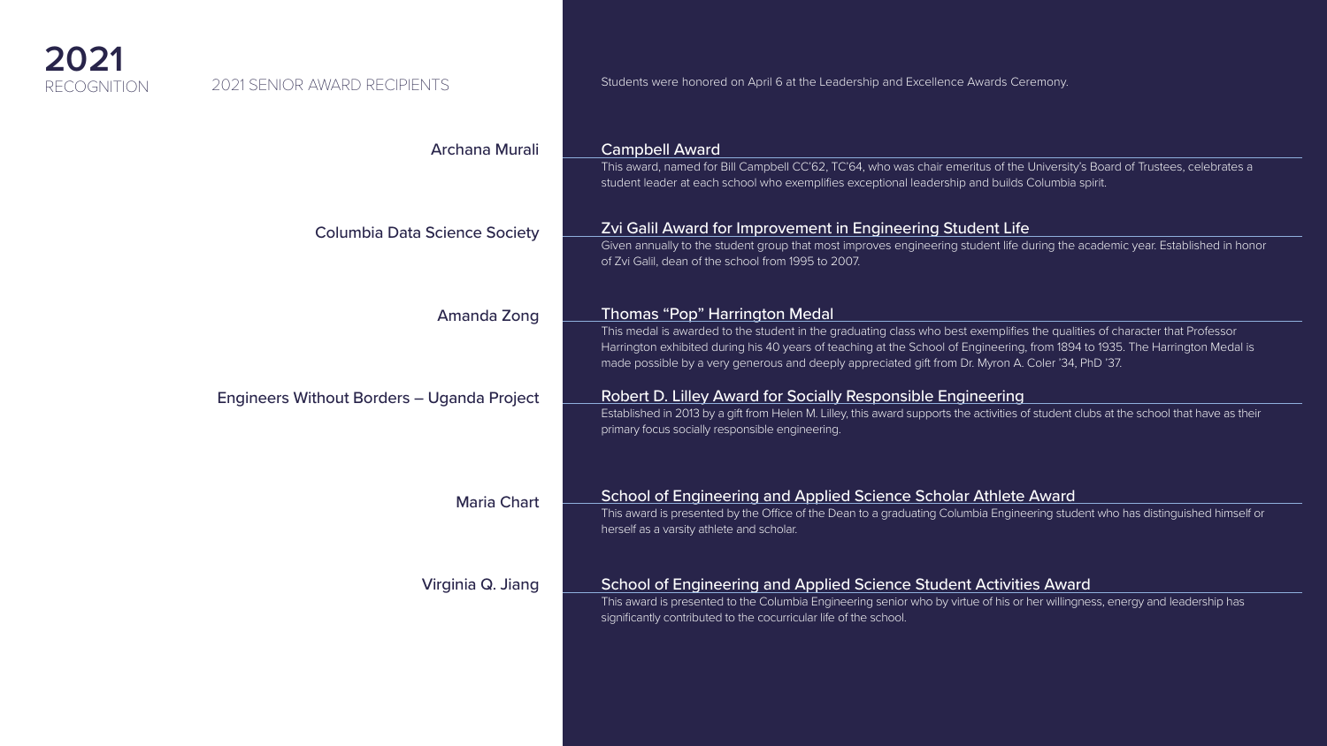# 2021
RECOGNITION

## 2021 SENIOR AWARD RECIPIENTS

Students were honored on April 6 at the Leadership and Excellence Awards Ceremony.

**Archana Murali**

### Campbell Award

This award, named for Bill Campbell CC'62, TC'64, who was chair emeritus of the University's Board of Trustees, celebrates a student leader at each school who exemplifies exceptional leadership and builds Columbia spirit.

**Columbia Data Science Society**

### Zvi Galil Award for Improvement in Engineering Student Life

Given annually to the student group that most improves engineering student life during the academic year. Established in honor of Zvi Galil, dean of the school from 1995 to 2007.

**Amanda Zong**

### Thomas "Pop" Harrington Medal

This medal is awarded to the student in the graduating class who best exemplifies the qualities of character that Professor Harrington exhibited during his 40 years of teaching at the School of Engineering, from 1894 to 1935. The Harrington Medal is made possible by a very generous and deeply appreciated gift from Dr. Myron A. Coler '34, PhD '37.

**Engineers Without Borders – Uganda Project**

### Robert D. Lilley Award for Socially Responsible Engineering

Established in 2013 by a gift from Helen M. Lilley, this award supports the activities of student clubs at the school that have as their primary focus socially responsible engineering.

**Maria Chart**

### School of Engineering and Applied Science Scholar Athlete Award

This award is presented by the Office of the Dean to a graduating Columbia Engineering student who has distinguished himself or herself as a varsity athlete and scholar.

**Virginia Q. Jiang**

### School of Engineering and Applied Science Student Activities Award

This award is presented to the Columbia Engineering senior who by virtue of his or her willingness, energy and leadership has significantly contributed to the cocurricular life of the school.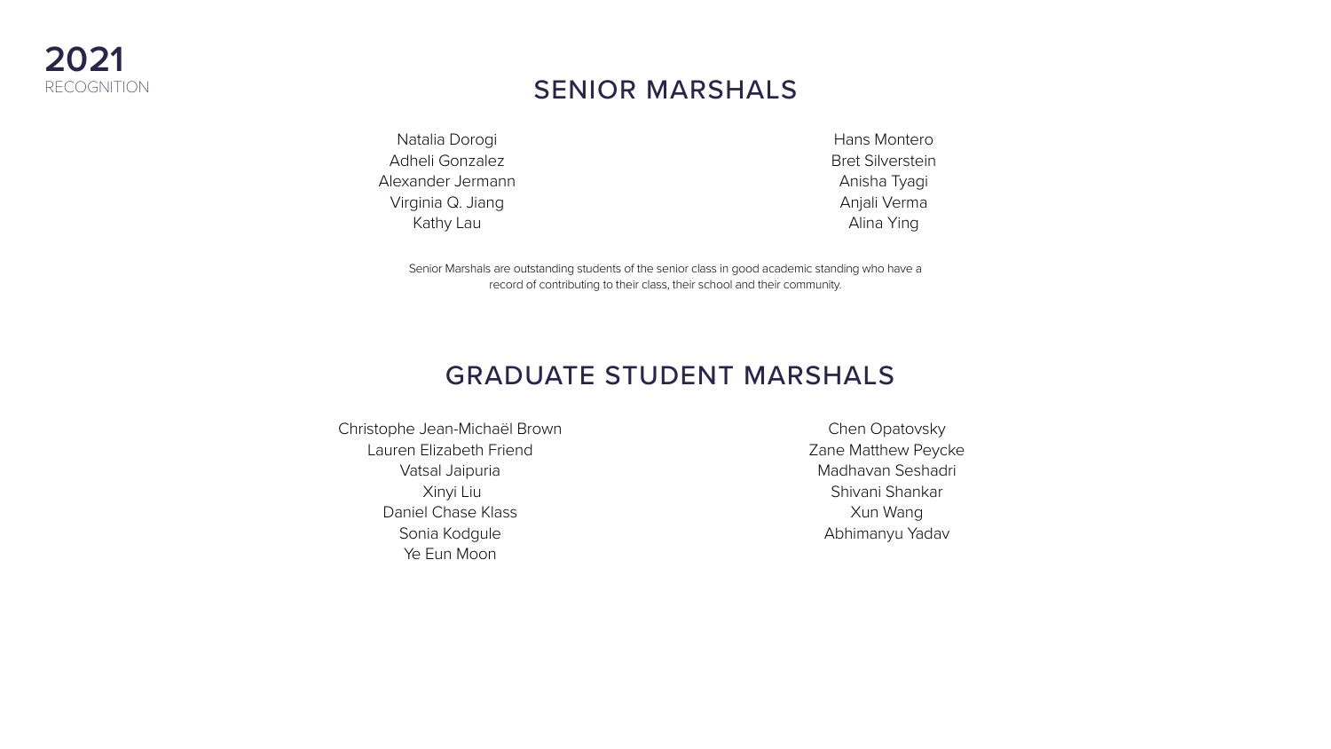**2021**
RECOGNITION

## SENIOR MARSHALS

Natalia Dorogi
Adheli Gonzalez
Alexander Jermann
Virginia Q. Jiang
Kathy Lau
Hans Montero
Bret Silverstein
Anisha Tyagi
Anjali Verma
Alina Ying

Senior Marshals are outstanding students of the senior class in good academic standing who have a record of contributing to their class, their school and their community.

## GRADUATE STUDENT MARSHALS

Christophe Jean-Michaël Brown
Lauren Elizabeth Friend
Vatsal Jaipuria
Xinyi Liu
Daniel Chase Klass
Sonia Kodgule
Ye Eun Moon
Chen Opatovsky
Zane Matthew Peycke
Madhavan Seshadri
Shivani Shankar
Xun Wang
Abhimanyu Yadav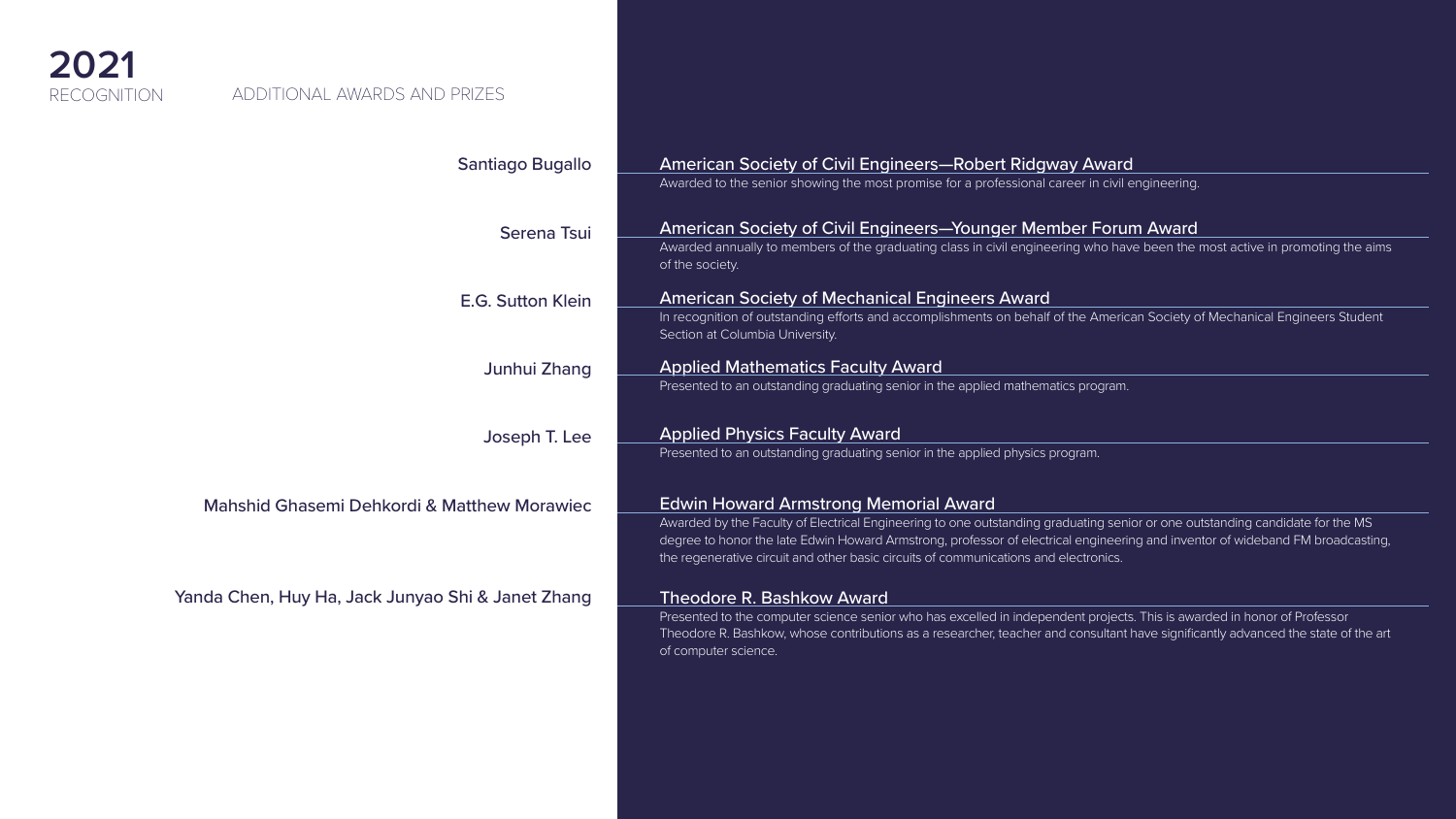# 2021

RECOGNITION

## ADDITIONAL AWARDS AND PRIZES

**Santiago Bugallo**

### American Society of Civil Engineers—Robert Ridgway Award

Awarded to the senior showing the most promise for a professional career in civil engineering.

**Serena Tsui**

### American Society of Civil Engineers—Younger Member Forum Award

Awarded annually to members of the graduating class in civil engineering who have been the most active in promoting the aims of the society.

**E.G. Sutton Klein**

### American Society of Mechanical Engineers Award

In recognition of outstanding efforts and accomplishments on behalf of the American Society of Mechanical Engineers Student Section at Columbia University.

**Junhui Zhang**

### Applied Mathematics Faculty Award

Presented to an outstanding graduating senior in the applied mathematics program.

**Joseph T. Lee**

### Applied Physics Faculty Award

Presented to an outstanding graduating senior in the applied physics program.

**Mahshid Ghasemi Dehkordi & Matthew Morawiec**

### Edwin Howard Armstrong Memorial Award

Awarded by the Faculty of Electrical Engineering to one outstanding graduating senior or one outstanding candidate for the MS degree to honor the late Edwin Howard Armstrong, professor of electrical engineering and inventor of wideband FM broadcasting, the regenerative circuit and other basic circuits of communications and electronics.

**Yanda Chen, Huy Ha, Jack Junyao Shi & Janet Zhang**

### Theodore R. Bashkow Award

Presented to the computer science senior who has excelled in independent projects. This is awarded in honor of Professor Theodore R. Bashkow, whose contributions as a researcher, teacher and consultant have significantly advanced the state of the art of computer science.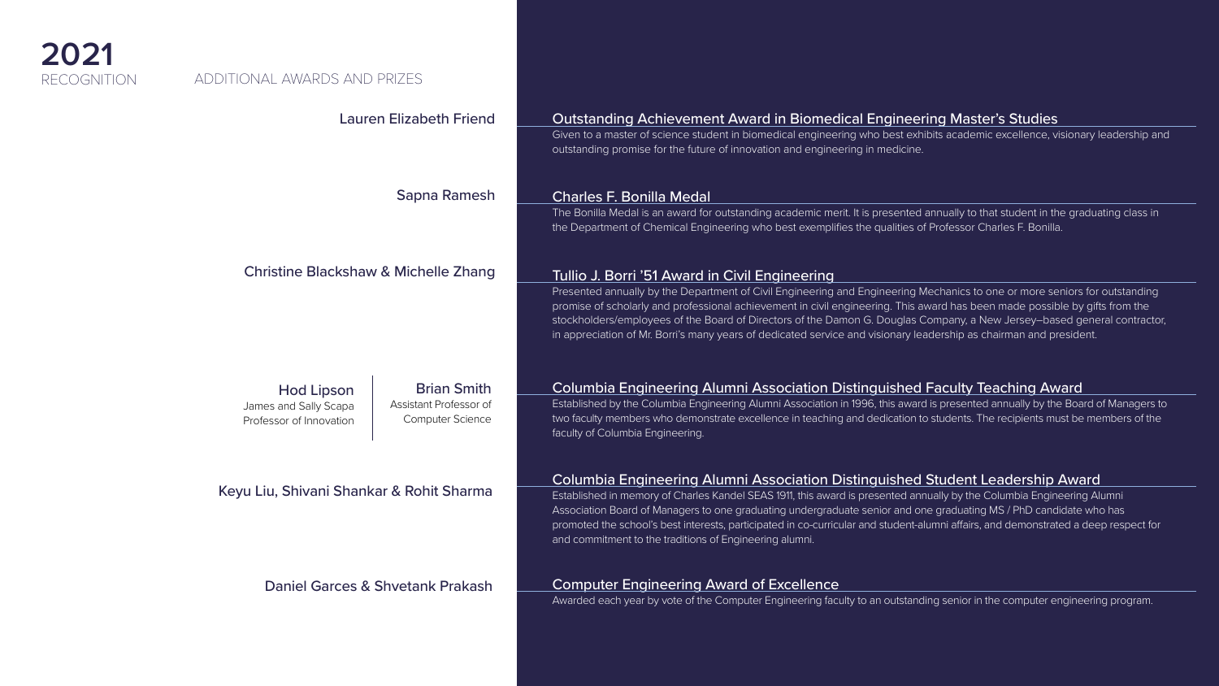# 2021
RECOGNITION

## ADDITIONAL AWARDS AND PRIZES

Lauren Elizabeth Friend

### Outstanding Achievement Award in Biomedical Engineering Master's Studies

Given to a master of science student in biomedical engineering who best exhibits academic excellence, visionary leadership and outstanding promise for the future of innovation and engineering in medicine.

Sapna Ramesh

### Charles F. Bonilla Medal

The Bonilla Medal is an award for outstanding academic merit. It is presented annually to that student in the graduating class in the Department of Chemical Engineering who best exemplifies the qualities of Professor Charles F. Bonilla.

Christine Blackshaw & Michelle Zhang

### Tullio J. Borri '51 Award in Civil Engineering

Presented annually by the Department of Civil Engineering and Engineering Mechanics to one or more seniors for outstanding promise of scholarly and professional achievement in civil engineering. This award has been made possible by gifts from the stockholders/employees of the Board of Directors of the Damon G. Douglas Company, a New Jersey–based general contractor, in appreciation of Mr. Borri's many years of dedicated service and visionary leadership as chairman and president.

Hod Lipson
James and Sally Scapa Professor of Innovation

Brian Smith
Assistant Professor of Computer Science

### Columbia Engineering Alumni Association Distinguished Faculty Teaching Award

Established by the Columbia Engineering Alumni Association in 1996, this award is presented annually by the Board of Managers to two faculty members who demonstrate excellence in teaching and dedication to students. The recipients must be members of the faculty of Columbia Engineering.

Keyu Liu, Shivani Shankar & Rohit Sharma

### Columbia Engineering Alumni Association Distinguished Student Leadership Award

Established in memory of Charles Kandel SEAS 1911, this award is presented annually by the Columbia Engineering Alumni Association Board of Managers to one graduating undergraduate senior and one graduating MS / PhD candidate who has promoted the school's best interests, participated in co-curricular and student-alumni affairs, and demonstrated a deep respect for and commitment to the traditions of Engineering alumni.

Daniel Garces & Shvetank Prakash

### Computer Engineering Award of Excellence

Awarded each year by vote of the Computer Engineering faculty to an outstanding senior in the computer engineering program.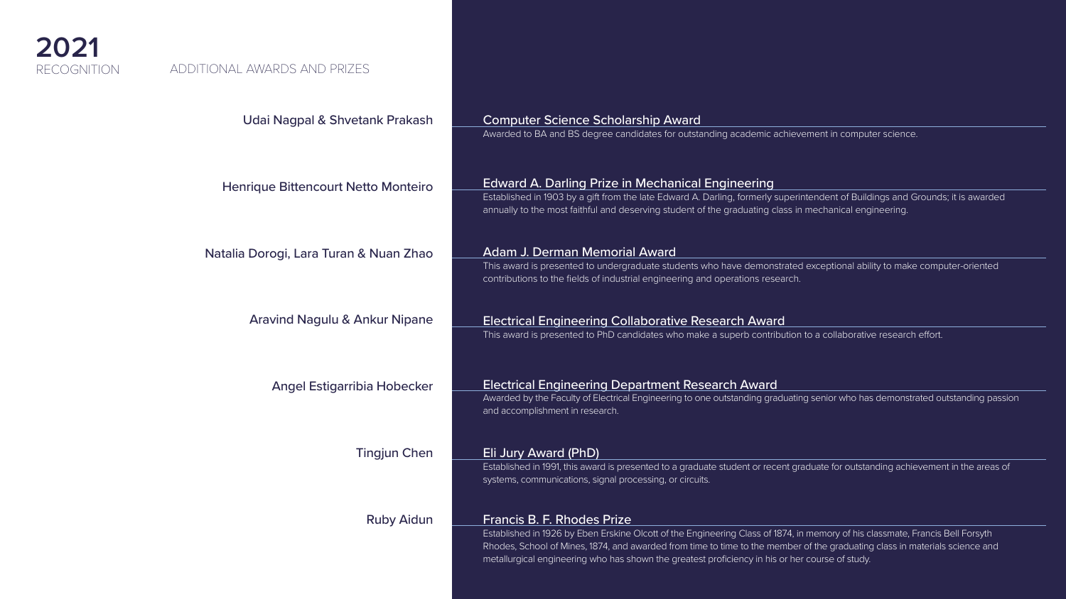# 2021

RECOGNITION

## ADDITIONAL AWARDS AND PRIZES

**Udai Nagpal & Shvetank Prakash**

### Computer Science Scholarship Award

Awarded to BA and BS degree candidates for outstanding academic achievement in computer science.

**Henrique Bittencourt Netto Monteiro**

### Edward A. Darling Prize in Mechanical Engineering

Established in 1903 by a gift from the late Edward A. Darling, formerly superintendent of Buildings and Grounds; it is awarded annually to the most faithful and deserving student of the graduating class in mechanical engineering.

**Natalia Dorogi, Lara Turan & Nuan Zhao**

### Adam J. Derman Memorial Award

This award is presented to undergraduate students who have demonstrated exceptional ability to make computer-oriented contributions to the fields of industrial engineering and operations research.

**Aravind Nagulu & Ankur Nipane**

### Electrical Engineering Collaborative Research Award

This award is presented to PhD candidates who make a superb contribution to a collaborative research effort.

**Angel Estigarribia Hobecker**

### Electrical Engineering Department Research Award

Awarded by the Faculty of Electrical Engineering to one outstanding graduating senior who has demonstrated outstanding passion and accomplishment in research.

**Tingjun Chen**

### Eli Jury Award (PhD)

Established in 1991, this award is presented to a graduate student or recent graduate for outstanding achievement in the areas of systems, communications, signal processing, or circuits.

**Ruby Aidun**

### Francis B. F. Rhodes Prize

Established in 1926 by Eben Erskine Olcott of the Engineering Class of 1874, in memory of his classmate, Francis Bell Forsyth Rhodes, School of Mines, 1874, and awarded from time to time to the member of the graduating class in materials science and metallurgical engineering who has shown the greatest proficiency in his or her course of study.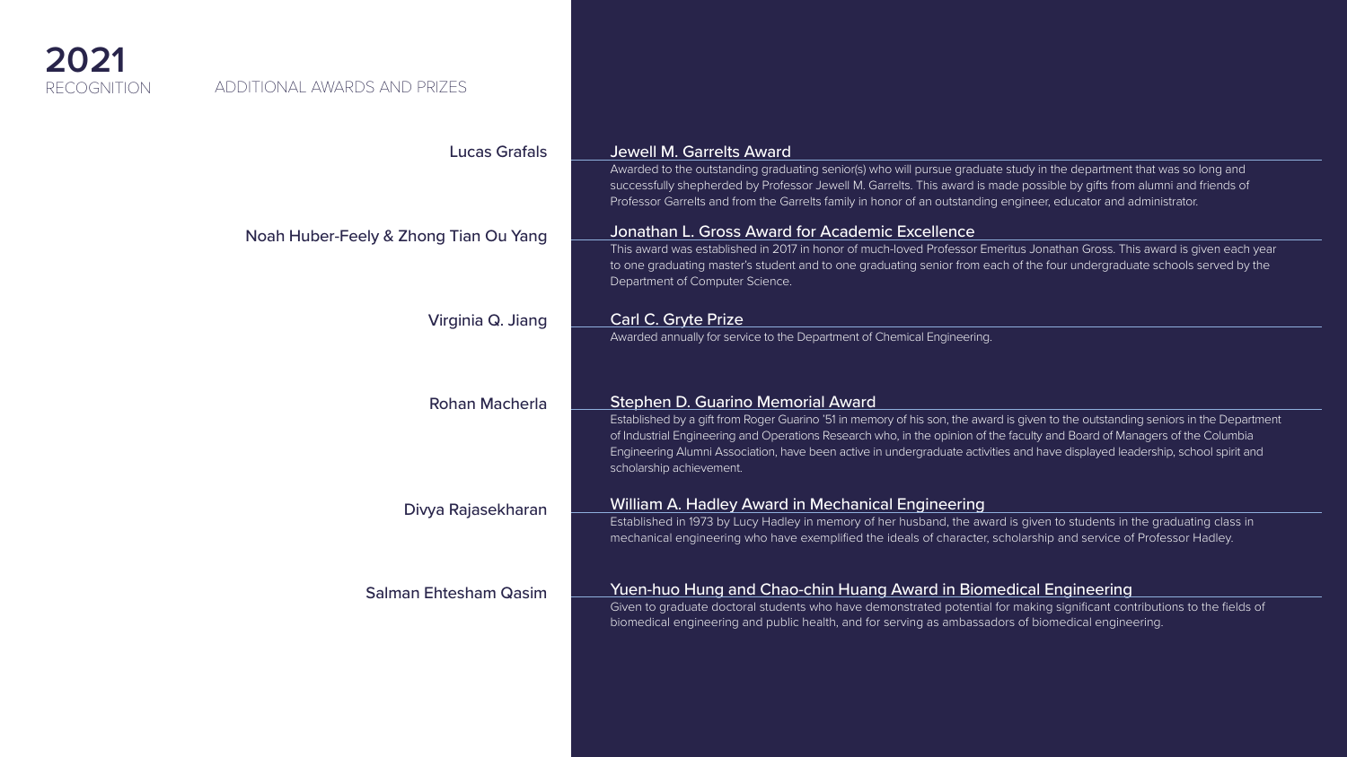# 2021
RECOGNITION

## ADDITIONAL AWARDS AND PRIZES

**Lucas Grafals**

### Jewell M. Garrelts Award

Awarded to the outstanding graduating senior(s) who will pursue graduate study in the department that was so long and successfully shepherded by Professor Jewell M. Garrelts. This award is made possible by gifts from alumni and friends of Professor Garrelts and from the Garrelts family in honor of an outstanding engineer, educator and administrator.

**Noah Huber-Feely & Zhong Tian Ou Yang**

### Jonathan L. Gross Award for Academic Excellence

This award was established in 2017 in honor of much-loved Professor Emeritus Jonathan Gross. This award is given each year to one graduating master's student and to one graduating senior from each of the four undergraduate schools served by the Department of Computer Science.

**Virginia Q. Jiang**

### Carl C. Gryte Prize

Awarded annually for service to the Department of Chemical Engineering.

**Rohan Macherla**

### Stephen D. Guarino Memorial Award

Established by a gift from Roger Guarino '51 in memory of his son, the award is given to the outstanding seniors in the Department of Industrial Engineering and Operations Research who, in the opinion of the faculty and Board of Managers of the Columbia Engineering Alumni Association, have been active in undergraduate activities and have displayed leadership, school spirit and scholarship achievement.

**Divya Rajasekharan**

### William A. Hadley Award in Mechanical Engineering

Established in 1973 by Lucy Hadley in memory of her husband, the award is given to students in the graduating class in mechanical engineering who have exemplified the ideals of character, scholarship and service of Professor Hadley.

**Salman Ehtesham Qasim**

### Yuen-huo Hung and Chao-chin Huang Award in Biomedical Engineering

Given to graduate doctoral students who have demonstrated potential for making significant contributions to the fields of biomedical engineering and public health, and for serving as ambassadors of biomedical engineering.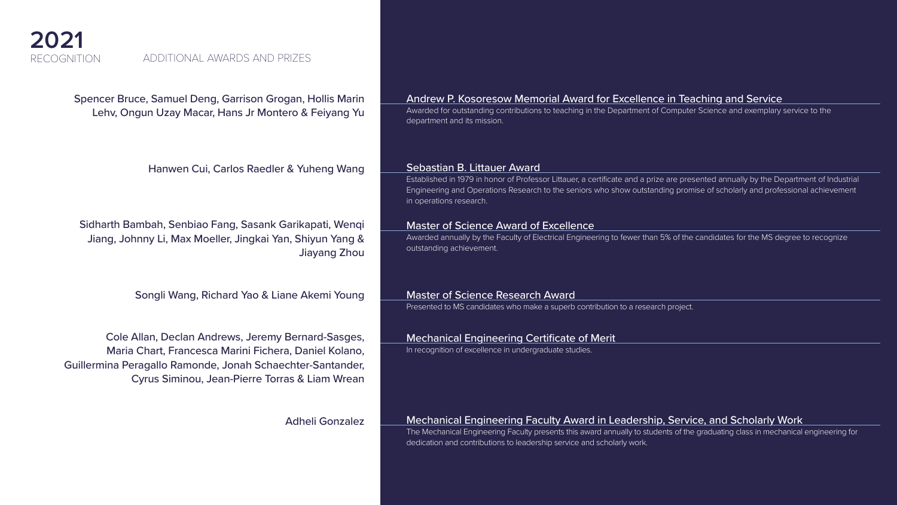# 2021

RECOGNITION

## ADDITIONAL AWARDS AND PRIZES

### Andrew P. Kosoresow Memorial Award for Excellence in Teaching and Service

Awarded for outstanding contributions to teaching in the Department of Computer Science and exemplary service to the department and its mission.

Spencer Bruce, Samuel Deng, Garrison Grogan, Hollis Marin Lehv, Ongun Uzay Macar, Hans Jr Montero & Feiyang Yu

### Sebastian B. Littauer Award

Established in 1979 in honor of Professor Littauer, a certificate and a prize are presented annually by the Department of Industrial Engineering and Operations Research to the seniors who show outstanding promise of scholarly and professional achievement in operations research.

Hanwen Cui, Carlos Raedler & Yuheng Wang

### Master of Science Award of Excellence

Awarded annually by the Faculty of Electrical Engineering to fewer than 5% of the candidates for the MS degree to recognize outstanding achievement.

Sidharth Bambah, Senbiao Fang, Sasank Garikapati, Wenqi Jiang, Johnny Li, Max Moeller, Jingkai Yan, Shiyun Yang & Jiayang Zhou

### Master of Science Research Award

Presented to MS candidates who make a superb contribution to a research project.

Songli Wang, Richard Yao & Liane Akemi Young

### Mechanical Engineering Certificate of Merit

In recognition of excellence in undergraduate studies.

Cole Allan, Declan Andrews, Jeremy Bernard-Sasges, Maria Chart, Francesca Marini Fichera, Daniel Kolano, Guillermina Peragallo Ramonde, Jonah Schaechter-Santander, Cyrus Siminou, Jean-Pierre Torras & Liam Wrean

### Mechanical Engineering Faculty Award in Leadership, Service, and Scholarly Work

The Mechanical Engineering Faculty presents this award annually to students of the graduating class in mechanical engineering for dedication and contributions to leadership service and scholarly work.

Adheli Gonzalez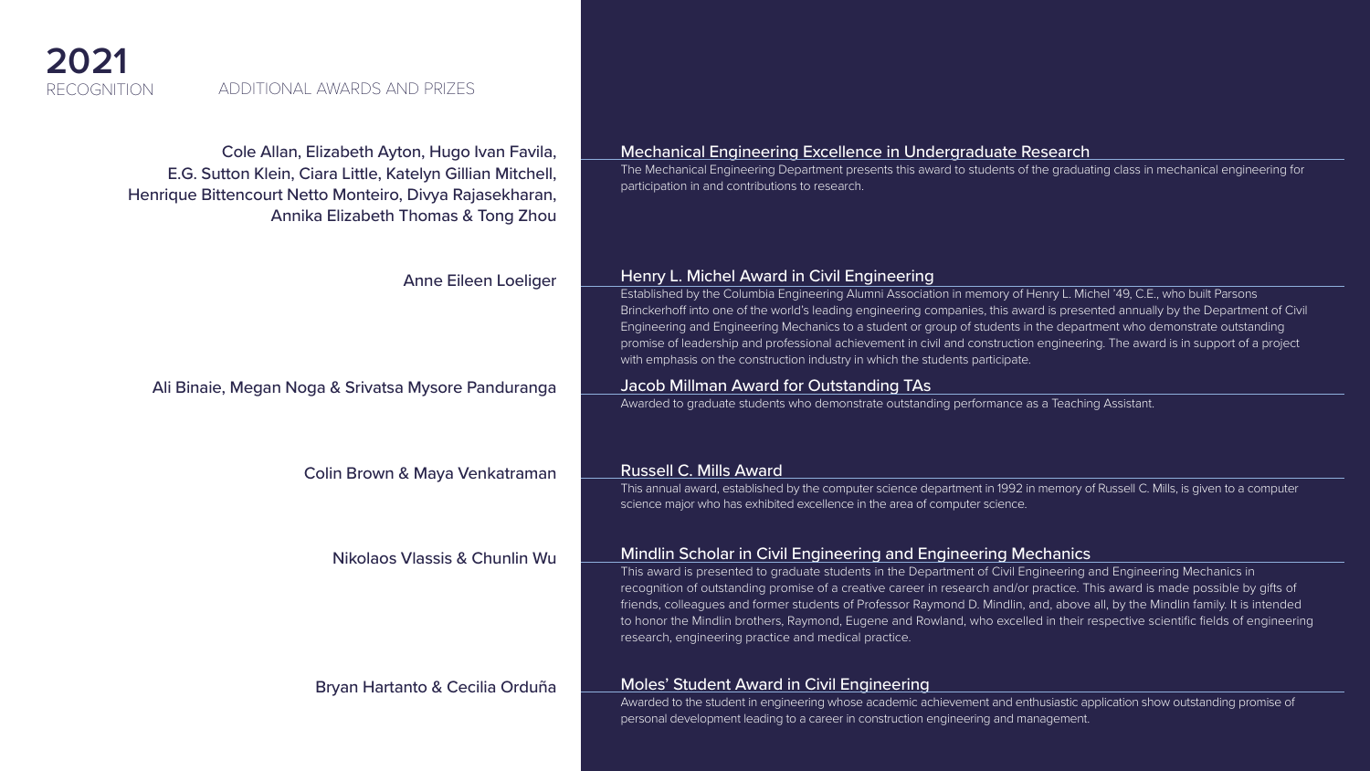# 2021

RECOGNITION

ADDITIONAL AWARDS AND PRIZES

Cole Allan, Elizabeth Ayton, Hugo Ivan Favila, E.G. Sutton Klein, Ciara Little, Katelyn Gillian Mitchell, Henrique Bittencourt Netto Monteiro, Divya Rajasekharan, Annika Elizabeth Thomas & Tong Zhou

### Mechanical Engineering Excellence in Undergraduate Research

The Mechanical Engineering Department presents this award to students of the graduating class in mechanical engineering for participation in and contributions to research.

Anne Eileen Loeliger

### Henry L. Michel Award in Civil Engineering

Established by the Columbia Engineering Alumni Association in memory of Henry L. Michel '49, C.E., who built Parsons Brinckerhoff into one of the world's leading engineering companies, this award is presented annually by the Department of Civil Engineering and Engineering Mechanics to a student or group of students in the department who demonstrate outstanding promise of leadership and professional achievement in civil and construction engineering. The award is in support of a project with emphasis on the construction industry in which the students participate.

Ali Binaie, Megan Noga & Srivatsa Mysore Panduranga

### Jacob Millman Award for Outstanding TAs

Awarded to graduate students who demonstrate outstanding performance as a Teaching Assistant.

Colin Brown & Maya Venkatraman

### Russell C. Mills Award

This annual award, established by the computer science department in 1992 in memory of Russell C. Mills, is given to a computer science major who has exhibited excellence in the area of computer science.

Nikolaos Vlassis & Chunlin Wu

### Mindlin Scholar in Civil Engineering and Engineering Mechanics

This award is presented to graduate students in the Department of Civil Engineering and Engineering Mechanics in recognition of outstanding promise of a creative career in research and/or practice. This award is made possible by gifts of friends, colleagues and former students of Professor Raymond D. Mindlin, and, above all, by the Mindlin family. It is intended to honor the Mindlin brothers, Raymond, Eugene and Rowland, who excelled in their respective scientific fields of engineering research, engineering practice and medical practice.

Bryan Hartanto & Cecilia Orduña

### Moles' Student Award in Civil Engineering

Awarded to the student in engineering whose academic achievement and enthusiastic application show outstanding promise of personal development leading to a career in construction engineering and management.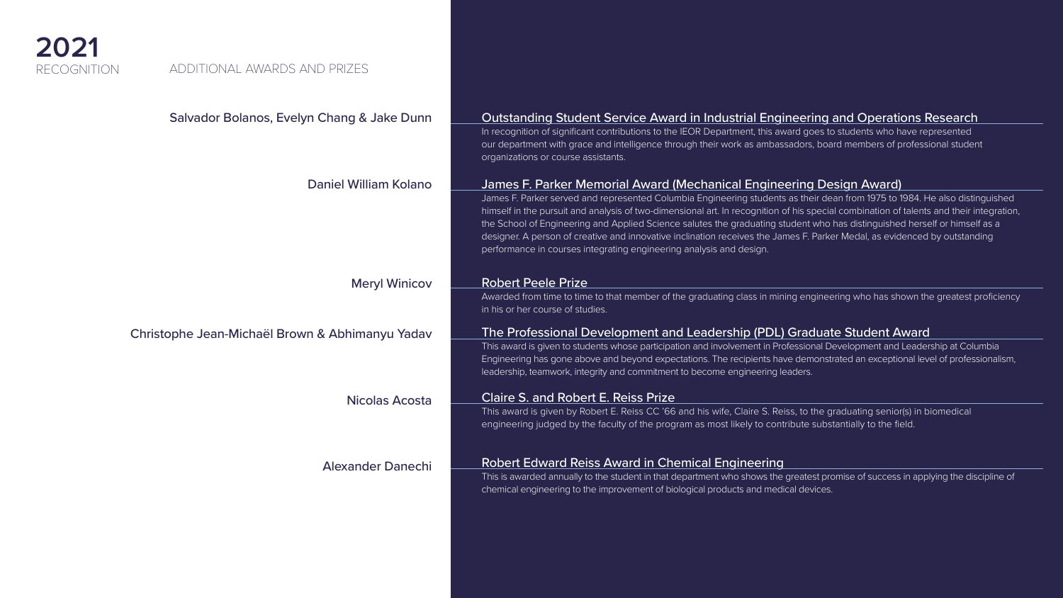# 2021

RECOGNITION

## ADDITIONAL AWARDS AND PRIZES

**Salvador Bolanos, Evelyn Chang & Jake Dunn**

### Outstanding Student Service Award in Industrial Engineering and Operations Research

In recognition of significant contributions to the IEOR Department, this award goes to students who have represented our department with grace and intelligence through their work as ambassadors, board members of professional student organizations or course assistants.

**Daniel William Kolano**

### James F. Parker Memorial Award (Mechanical Engineering Design Award)

James F. Parker served and represented Columbia Engineering students as their dean from 1975 to 1984. He also distinguished himself in the pursuit and analysis of two-dimensional art. In recognition of his special combination of talents and their integration, the School of Engineering and Applied Science salutes the graduating student who has distinguished herself or himself as a designer. A person of creative and innovative inclination receives the James F. Parker Medal, as evidenced by outstanding performance in courses integrating engineering analysis and design.

**Meryl Winicov**

### Robert Peele Prize

Awarded from time to time to that member of the graduating class in mining engineering who has shown the greatest proficiency in his or her course of studies.

**Christophe Jean-Michaël Brown & Abhimanyu Yadav**

### The Professional Development and Leadership (PDL) Graduate Student Award

This award is given to students whose participation and involvement in Professional Development and Leadership at Columbia Engineering has gone above and beyond expectations. The recipients have demonstrated an exceptional level of professionalism, leadership, teamwork, integrity and commitment to become engineering leaders.

**Nicolas Acosta**

### Claire S. and Robert E. Reiss Prize

This award is given by Robert E. Reiss CC '66 and his wife, Claire S. Reiss, to the graduating senior(s) in biomedical engineering judged by the faculty of the program as most likely to contribute substantially to the field.

**Alexander Danechi**

### Robert Edward Reiss Award in Chemical Engineering

This is awarded annually to the student in that department who shows the greatest promise of success in applying the discipline of chemical engineering to the improvement of biological products and medical devices.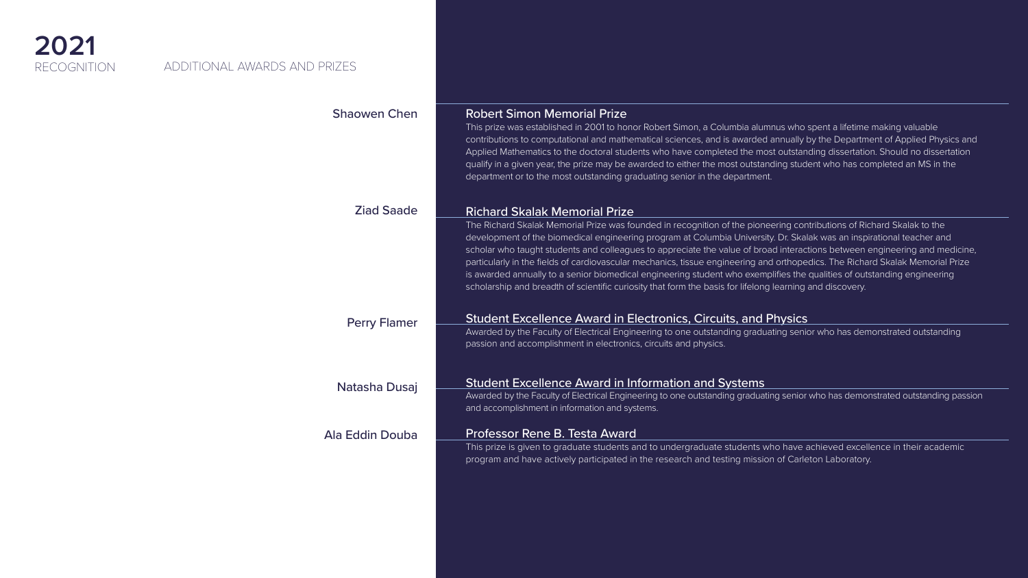# 2021

RECOGNITION

## ADDITIONAL AWARDS AND PRIZES

**Shaowen Chen**

### Robert Simon Memorial Prize

This prize was established in 2001 to honor Robert Simon, a Columbia alumnus who spent a lifetime making valuable contributions to computational and mathematical sciences, and is awarded annually by the Department of Applied Physics and Applied Mathematics to the doctoral students who have completed the most outstanding dissertation. Should no dissertation qualify in a given year, the prize may be awarded to either the most outstanding student who has completed an MS in the department or to the most outstanding graduating senior in the department.

**Ziad Saade**

### Richard Skalak Memorial Prize

The Richard Skalak Memorial Prize was founded in recognition of the pioneering contributions of Richard Skalak to the development of the biomedical engineering program at Columbia University. Dr. Skalak was an inspirational teacher and scholar who taught students and colleagues to appreciate the value of broad interactions between engineering and medicine, particularly in the fields of cardiovascular mechanics, tissue engineering and orthopedics. The Richard Skalak Memorial Prize is awarded annually to a senior biomedical engineering student who exemplifies the qualities of outstanding engineering scholarship and breadth of scientific curiosity that form the basis for lifelong learning and discovery.

**Perry Flamer**

### Student Excellence Award in Electronics, Circuits, and Physics

Awarded by the Faculty of Electrical Engineering to one outstanding graduating senior who has demonstrated outstanding passion and accomplishment in electronics, circuits and physics.

**Natasha Dusaj**

### Student Excellence Award in Information and Systems

Awarded by the Faculty of Electrical Engineering to one outstanding graduating senior who has demonstrated outstanding passion and accomplishment in information and systems.

**Ala Eddin Douba**

### Professor Rene B. Testa Award

This prize is given to graduate students and to undergraduate students who have achieved excellence in their academic program and have actively participated in the research and testing mission of Carleton Laboratory.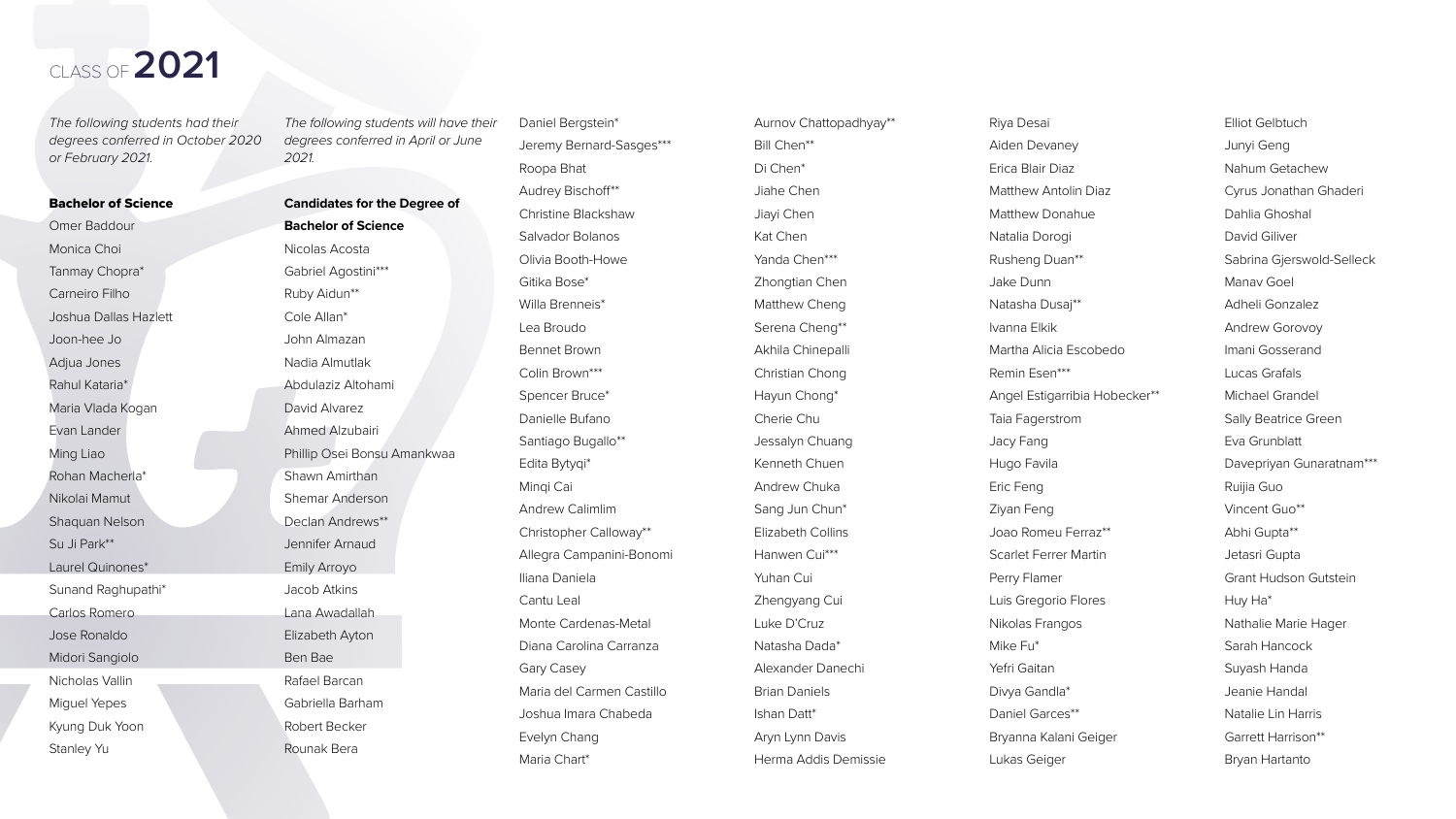# CLASS OF **2021**

*The following students had their degrees conferred in October 2020 or February 2021.*

**Bachelor of Science**

Omer Baddour
Monica Choi
Tanmay Chopra*
Carneiro Filho
Joshua Dallas Hazlett
Joon-hee Jo
Adjua Jones
Rahul Kataria*
Maria Vlada Kogan
Evan Lander
Ming Liao
Rohan Macherla*
Nikolai Mamut
Shaquan Nelson
Su Ji Park**
Laurel Quinones*
Sunand Raghupathi*
Carlos Romero
Jose Ronaldo
Midori Sangiolo
Nicholas Vallin
Miguel Yepes
Kyung Duk Yoon
Stanley Yu

*The following students will have their degrees conferred in April or June 2021.*

**Candidates for the Degree of Bachelor of Science**

Nicolas Acosta
Gabriel Agostini***
Ruby Aidun**
Cole Allan*
John Almazan
Nadia Almutlak
Abdulaziz Altohami
David Alvarez
Ahmed Alzubairi
Phillip Osei Bonsu Amankwaa
Shawn Amirthan
Shemar Anderson
Declan Andrews**
Jennifer Arnaud
Emily Arroyo
Jacob Atkins
Lana Awadallah
Elizabeth Ayton
Ben Bae
Rafael Barcan
Gabriella Barham
Robert Becker
Rounak Bera
Daniel Bergstein*
Jeremy Bernard-Sasges***
Roopa Bhat
Audrey Bischoff**
Christine Blackshaw
Salvador Bolanos
Olivia Booth-Howe
Gitika Bose*
Willa Brenneis*
Lea Broudo
Bennet Brown
Colin Brown***
Spencer Bruce*
Danielle Bufano
Santiago Bugallo**
Edita Bytyqi*
Minqi Cai
Andrew Calimlim
Christopher Calloway**
Allegra Campanini-Bonomi
Iliana Daniela
Cantu Leal
Monte Cardenas-Metal
Diana Carolina Carranza
Gary Casey
Maria del Carmen Castillo
Joshua Imara Chabeda
Evelyn Chang
Maria Chart*
Aurnov Chattopadhyay**
Bill Chen**
Di Chen*
Jiahe Chen
Jiayi Chen
Kat Chen
Yanda Chen***
Zhongtian Chen
Matthew Cheng
Serena Cheng**
Akhila Chinepalli
Christian Chong
Hayun Chong*
Cherie Chu
Jessalyn Chuang
Kenneth Chuen
Andrew Chuka
Sang Jun Chun*
Elizabeth Collins
Hanwen Cui***
Yuhan Cui
Zhengyang Cui
Luke D'Cruz
Natasha Dada*
Alexander Danechi
Brian Daniels
Ishan Datt*
Aryn Lynn Davis
Herma Addis Demissie
Riya Desai
Aiden Devaney
Erica Blair Diaz
Matthew Antolin Diaz
Matthew Donahue
Natalia Dorogi
Rusheng Duan**
Jake Dunn
Natasha Dusaj**
Ivanna Elkik
Martha Alicia Escobedo
Remin Esen***
Angel Estigarribia Hobecker**
Taia Fagerstrom
Jacy Fang
Hugo Favila
Eric Feng
Ziyan Feng
Joao Romeu Ferraz**
Scarlet Ferrer Martin
Perry Flamer
Luis Gregorio Flores
Nikolas Frangos
Mike Fu*
Yefri Gaitan
Divya Gandla*
Daniel Garces**
Bryanna Kalani Geiger
Lukas Geiger
Elliot Gelbtuch
Junyi Geng
Nahum Getachew
Cyrus Jonathan Ghaderi
Dahlia Ghoshal
David Giliver
Sabrina Gjerswold-Selleck
Manav Goel
Adheli Gonzalez
Andrew Gorovoy
Imani Gosserand
Lucas Grafals
Michael Grandel
Sally Beatrice Green
Eva Grunblatt
Davepriyan Gunaratnam***
Ruijia Guo
Vincent Guo**
Abhi Gupta**
Jetasri Gupta
Grant Hudson Gutstein
Huy Ha*
Nathalie Marie Hager
Sarah Hancock
Suyash Handa
Jeanie Handal
Natalie Lin Harris
Garrett Harrison**
Bryan Hartanto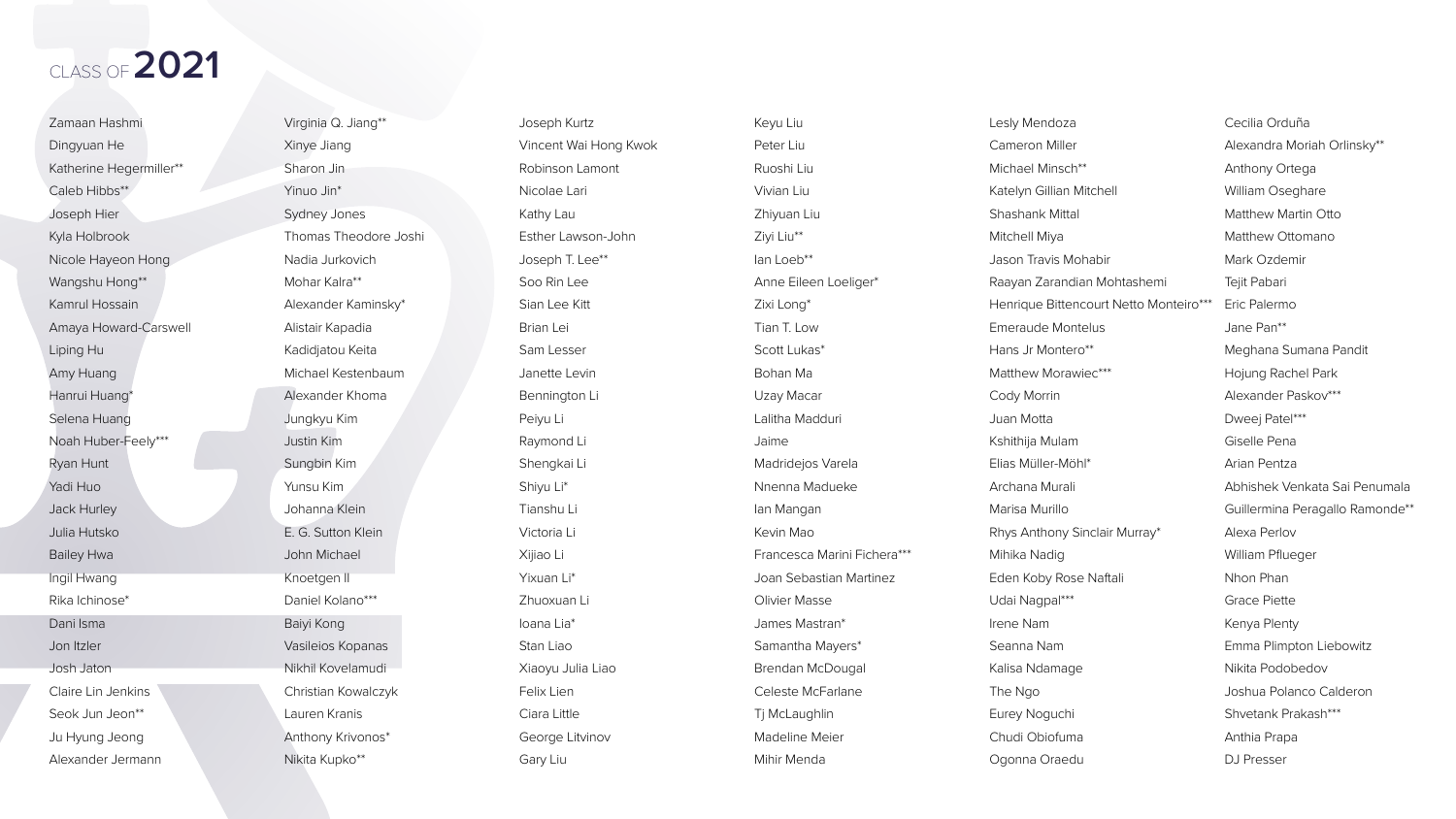# CLASS OF **2021**

Zamaan Hashmi
Dingyuan He
Katherine Hegermiller**
Caleb Hibbs**
Joseph Hier
Kyla Holbrook
Nicole Hayeon Hong
Wangshu Hong**
Kamrul Hossain
Amaya Howard-Carswell
Liping Hu
Amy Huang
Hanrui Huang*
Selena Huang
Noah Huber-Feely***
Ryan Hunt
Yadi Huo
Jack Hurley
Julia Hutsko
Bailey Hwa
Ingil Hwang
Rika Ichinose*
Dani Isma
Jon Itzler
Josh Jaton
Claire Lin Jenkins
Seok Jun Jeon**
Ju Hyung Jeong
Alexander Jermann

Virginia Q. Jiang**
Xinye Jiang
Sharon Jin
Yinuo Jin*
Sydney Jones
Thomas Theodore Joshi
Nadia Jurkovich
Mohar Kalra**
Alexander Kaminsky*
Alistair Kapadia
Kadidjatou Keita
Michael Kestenbaum
Alexander Khoma
Jungkyu Kim
Justin Kim
Sungbin Kim
Yunsu Kim
Johanna Klein
E. G. Sutton Klein
John Michael
Knoetgen II
Daniel Kolano***
Baiyi Kong
Vasileios Kopanas
Nikhil Kovelamudi
Christian Kowalczyk
Lauren Kranis
Anthony Krivonos*
Nikita Kupko**

Joseph Kurtz
Vincent Wai Hong Kwok
Robinson Lamont
Nicolae Lari
Kathy Lau
Esther Lawson-John
Joseph T. Lee**
Soo Rin Lee
Sian Lee Kitt
Brian Lei
Sam Lesser
Janette Levin
Bennington Li
Peiyu Li
Raymond Li
Shengkai Li
Shiyu Li*
Tianshu Li
Victoria Li
Xijiao Li
Yixuan Li*
Zhuoxuan Li
Ioana Lia*
Stan Liao
Xiaoyu Julia Liao
Felix Lien
Ciara Little
George Litvinov
Gary Liu

Keyu Liu
Peter Liu
Ruoshi Liu
Vivian Liu
Zhiyuan Liu
Ziyi Liu**
Ian Loeb**
Anne Eileen Loeliger*
Zixi Long*
Tian T. Low
Scott Lukas*
Bohan Ma
Uzay Macar
Lalitha Madduri
Jaime
Madridejos Varela
Nnenna Madueke
Ian Mangan
Kevin Mao
Francesca Marini Fichera***
Joan Sebastian Martinez
Olivier Masse
James Mastran*
Samantha Mayers*
Brendan McDougal
Celeste McFarlane
Tj McLaughlin
Madeline Meier
Mihir Menda

Lesly Mendoza
Cameron Miller
Michael Minsch**
Katelyn Gillian Mitchell
Shashank Mittal
Mitchell Miya
Jason Travis Mohabir
Raayan Zarandian Mohtashemi
Henrique Bittencourt Netto Monteiro***
Emeraude Montelus
Hans Jr Montero**
Matthew Morawiec***
Cody Morrin
Juan Motta
Kshithija Mulam
Elias Müller-Möhl*
Archana Murali
Marisa Murillo
Rhys Anthony Sinclair Murray*
Mihika Nadig
Eden Koby Rose Naftali
Udai Nagpal***
Irene Nam
Seanna Nam
Kalisa Ndamage
The Ngo
Eurey Noguchi
Chudi Obiofuma
Ogonna Oraedu

Cecilia Orduña
Alexandra Moriah Orlinsky**
Anthony Ortega
William Oseghare
Matthew Martin Otto
Matthew Ottomano
Mark Ozdemir
Tejit Pabari
Eric Palermo
Jane Pan**
Meghana Sumana Pandit
Hojung Rachel Park
Alexander Paskov***
Dweej Patel***
Giselle Pena
Arian Pentza
Abhishek Venkata Sai Penumala
Guillermina Peragallo Ramonde**
Alexa Perlov
William Pflueger
Nhon Phan
Grace Piette
Kenya Plenty
Emma Plimpton Liebowitz
Nikita Podobedov
Joshua Polanco Calderon
Shvetank Prakash***
Anthia Prapa
DJ Presser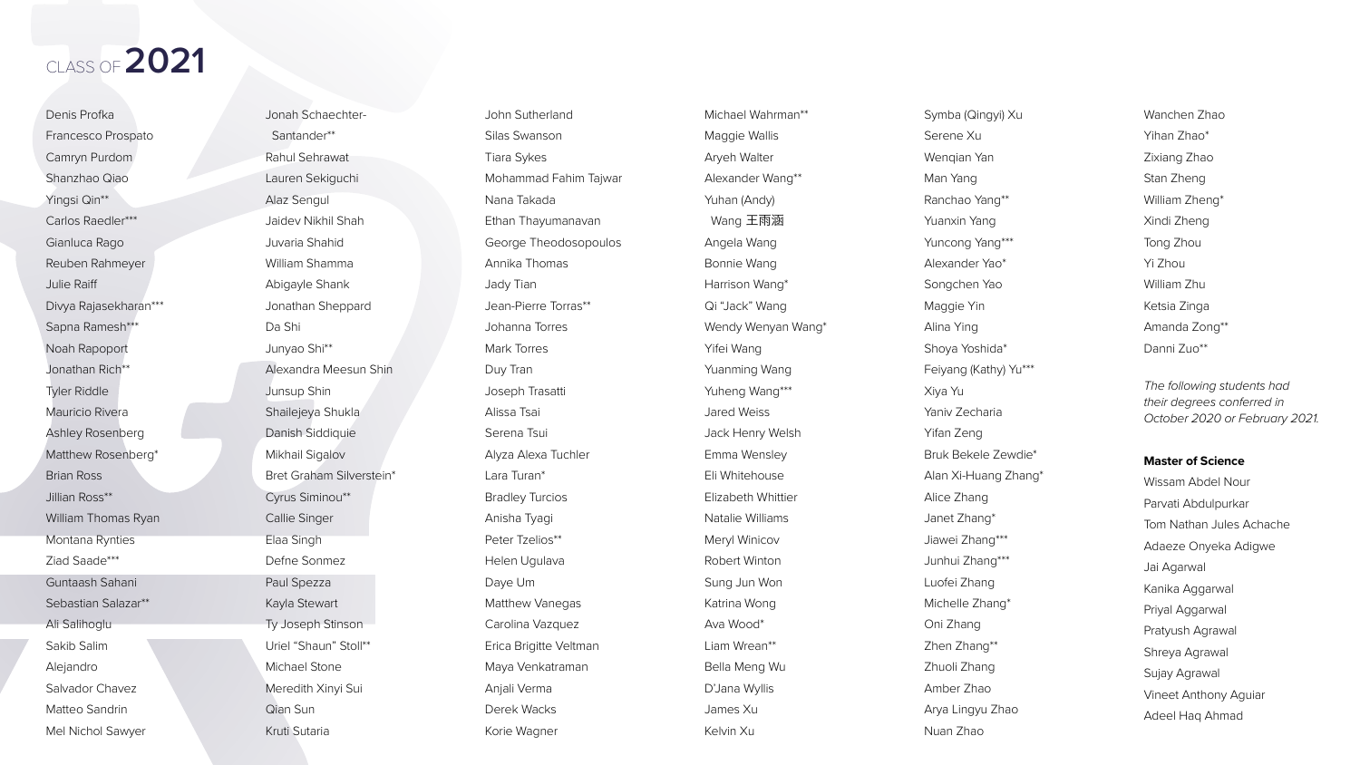# CLASS OF 2021

Denis Profka
Francesco Prospato
Camryn Purdom
Shanzhao Qiao
Yingsi Qin**
Carlos Raedler***
Gianluca Rago
Reuben Rahmeyer
Julie Raiff
Divya Rajasekharan***
Sapna Ramesh***
Noah Rapoport
Jonathan Rich**
Tyler Riddle
Mauricio Rivera
Ashley Rosenberg
Matthew Rosenberg*
Brian Ross
Jillian Ross**
William Thomas Ryan
Montana Rynties
Ziad Saade***
Guntaash Sahani
Sebastian Salazar**
Ali Salihoglu
Sakib Salim
Alejandro
Salvador Chavez
Matteo Sandrin
Mel Nichol Sawyer
Jonah Schaechter-
Santander**
Rahul Sehrawat
Lauren Sekiguchi
Alaz Sengul
Jaidev Nikhil Shah
Juvaria Shahid
William Shamma
Abigayle Shank
Jonathan Sheppard
Da Shi
Junyao Shi**
Alexandra Meesun Shin
Junsup Shin
Shailejeya Shukla
Danish Siddiquie
Mikhail Sigalov
Bret Graham Silverstein*
Cyrus Siminou**
Callie Singer
Elaa Singh
Defne Sonmez
Paul Spezza
Kayla Stewart
Ty Joseph Stinson
Uriel "Shaun" Stoll**
Michael Stone
Meredith Xinyi Sui
Qian Sun
Kruti Sutaria
John Sutherland
Silas Swanson
Tiara Sykes
Mohammad Fahim Tajwar
Nana Takada
Ethan Thayumanavan
George Theodosopoulos
Annika Thomas
Jady Tian
Jean-Pierre Torras**
Johanna Torres
Mark Torres
Duy Tran
Joseph Trasatti
Alissa Tsai
Serena Tsui
Alyza Alexa Tuchler
Lara Turan*
Bradley Turcios
Anisha Tyagi
Peter Tzelios**
Helen Ugulava
Daye Um
Matthew Vanegas
Carolina Vazquez
Erica Brigitte Veltman
Maya Venkatraman
Anjali Verma
Derek Wacks
Korie Wagner
Michael Wahrman**
Maggie Wallis
Aryeh Walter
Alexander Wang**
Yuhan (Andy)
Wang 王雨涵
Angela Wang
Bonnie Wang
Harrison Wang*
Qi "Jack" Wang
Wendy Wenyan Wang*
Yifei Wang
Yuanming Wang
Yuheng Wang***
Jared Weiss
Jack Henry Welsh
Emma Wensley
Eli Whitehouse
Elizabeth Whittier
Natalie Williams
Meryl Winicov
Robert Winton
Sung Jun Won
Katrina Wong
Ava Wood*
Liam Wrean**
Bella Meng Wu
D'Jana Wyllis
James Xu
Kelvin Xu
Symba (Qingyi) Xu
Serene Xu
Wenqian Yan
Man Yang
Ranchao Yang**
Yuanxin Yang
Yuncong Yang***
Alexander Yao*
Songchen Yao
Maggie Yin
Alina Ying
Shoya Yoshida*
Feiyang (Kathy) Yu***
Xiya Yu
Yaniv Zecharia
Yifan Zeng
Bruk Bekele Zewdie*
Alan Xi-Huang Zhang*
Alice Zhang
Janet Zhang*
Jiawei Zhang***
Junhui Zhang***
Luofei Zhang
Michelle Zhang*
Oni Zhang
Zhen Zhang**
Zhuoli Zhang
Amber Zhao
Arya Lingyu Zhao
Nuan Zhao
Wanchen Zhao
Yihan Zhao*
Zixiang Zhao
Stan Zheng
William Zheng*
Xindi Zheng
Tong Zhou
Yi Zhou
William Zhu
Ketsia Zinga
Amanda Zong**
Danni Zuo**

*The following students had their degrees conferred in October 2020 or February 2021.*

**Master of Science**

Wissam Abdel Nour
Parvati Abdulpurkar
Tom Nathan Jules Achache
Adaeze Onyeka Adigwe
Jai Agarwal
Kanika Aggarwal
Priyal Aggarwal
Pratyush Agrawal
Shreya Agrawal
Sujay Agrawal
Vineet Anthony Aguiar
Adeel Haq Ahmad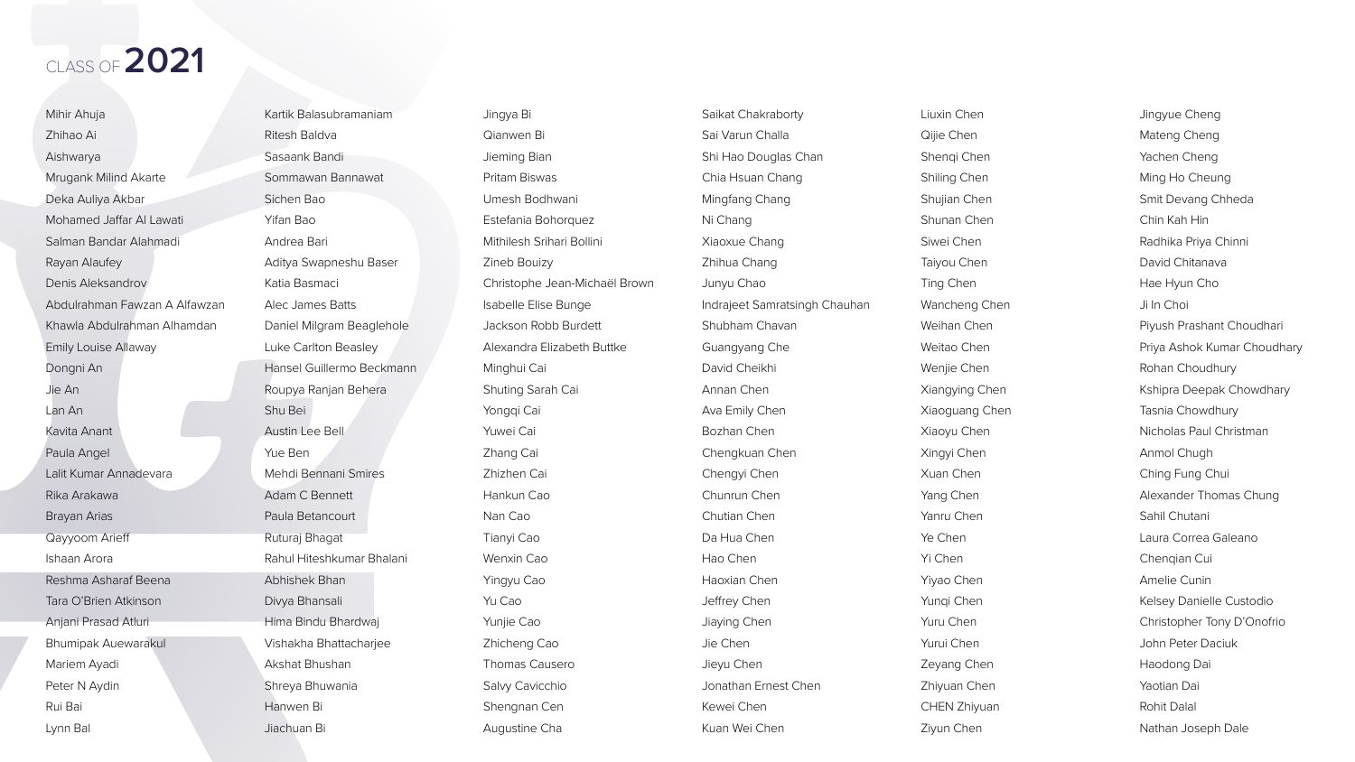# CLASS OF **2021**

Mihir Ahuja
Zhihao Ai
Aishwarya
Mrugank Milind Akarte
Deka Auliya Akbar
Mohamed Jaffar Al Lawati
Salman Bandar Alahmadi
Rayan Alaufey
Denis Aleksandrov
Abdulrahman Fawzan A Alfawzan
Khawla Abdulrahman Alhamdan
Emily Louise Allaway
Dongni An
Jie An
Lan An
Kavita Anant
Paula Angel
Lalit Kumar Annadevara
Rika Arakawa
Brayan Arias
Qayyoom Arieff
Ishaan Arora
Reshma Asharaf Beena
Tara O'Brien Atkinson
Anjani Prasad Atluri
Bhumipak Auewarakul
Mariem Ayadi
Peter N Aydin
Rui Bai
Lynn Bal

Kartik Balasubramaniam
Ritesh Baldva
Sasaank Bandi
Sommawan Bannawat
Sichen Bao
Yifan Bao
Andrea Bari
Aditya Swapneshu Baser
Katia Basmaci
Alec James Batts
Daniel Milgram Beaglehole
Luke Carlton Beasley
Hansel Guillermo Beckmann
Roupya Ranjan Behera
Shu Bei
Austin Lee Bell
Yue Ben
Mehdi Bennani Smires
Adam C Bennett
Paula Betancourt
Ruturaj Bhagat
Rahul Hiteshkumar Bhalani
Abhishek Bhan
Divya Bhansali
Hima Bindu Bhardwaj
Vishakha Bhattacharjee
Akshat Bhushan
Shreya Bhuwania
Hanwen Bi
Jiachuan Bi

Jingya Bi
Qianwen Bi
Jieming Bian
Pritam Biswas
Umesh Bodhwani
Estefania Bohorquez
Mithilesh Srihari Bollini
Zineb Bouizy
Christophe Jean-Michaël Brown
Isabelle Elise Bunge
Jackson Robb Burdett
Alexandra Elizabeth Buttke
Minghui Cai
Shuting Sarah Cai
Yongqi Cai
Yuwei Cai
Zhang Cai
Zhizhen Cai
Hankun Cao
Nan Cao
Tianyi Cao
Wenxin Cao
Yingyu Cao
Yu Cao
Yunjie Cao
Zhicheng Cao
Thomas Causero
Salvy Cavicchio
Shengnan Cen
Augustine Cha

Saikat Chakraborty
Sai Varun Challa
Shi Hao Douglas Chan
Chia Hsuan Chang
Mingfang Chang
Ni Chang
Xiaoxue Chang
Zhihua Chang
Junyu Chao
Indrajeet Samratsingh Chauhan
Shubham Chavan
Guangyang Che
David Cheikhi
Annan Chen
Ava Emily Chen
Bozhan Chen
Chengkuan Chen
Chengyi Chen
Chunrun Chen
Chutian Chen
Da Hua Chen
Hao Chen
Haoxian Chen
Jeffrey Chen
Jiaying Chen
Jie Chen
Jieyu Chen
Jonathan Ernest Chen
Kewei Chen
Kuan Wei Chen

Liuxin Chen
Qijie Chen
Shenqi Chen
Shiling Chen
Shujian Chen
Shunan Chen
Siwei Chen
Taiyou Chen
Ting Chen
Wancheng Chen
Weihan Chen
Weitao Chen
Wenjie Chen
Xiangying Chen
Xiaoguang Chen
Xiaoyu Chen
Xingyi Chen
Xuan Chen
Yang Chen
Yanru Chen
Ye Chen
Yi Chen
Yiyao Chen
Yunqi Chen
Yuru Chen
Yurui Chen
Zeyang Chen
Zhiyuan Chen
CHEN Zhiyuan
Ziyun Chen

Jingyue Cheng
Mateng Cheng
Yachen Cheng
Ming Ho Cheung
Smit Devang Chheda
Chin Kah Hin
Radhika Priya Chinni
David Chitanava
Hae Hyun Cho
Ji In Choi
Piyush Prashant Choudhari
Priya Ashok Kumar Choudhary
Rohan Choudhury
Kshipra Deepak Chowdhary
Tasnia Chowdhury
Nicholas Paul Christman
Anmol Chugh
Ching Fung Chui
Alexander Thomas Chung
Sahil Chutani
Laura Correa Galeano
Chenqian Cui
Amelie Cunin
Kelsey Danielle Custodio
Christopher Tony D'Onofrio
John Peter Daciuk
Haodong Dai
Yaotian Dai
Rohit Dalal
Nathan Joseph Dale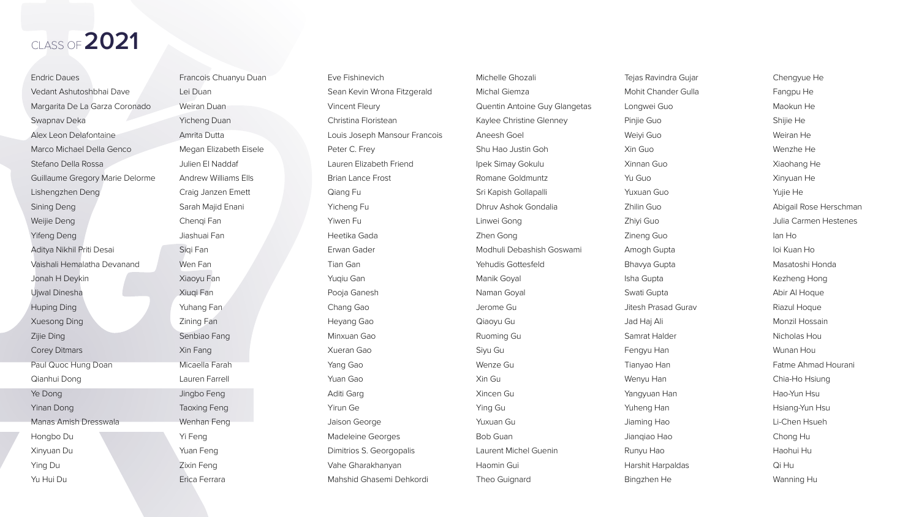# CLASS OF 2021

Endric Daues
Vedant Ashutoshbhai Dave
Margarita De La Garza Coronado
Swapnav Deka
Alex Leon Delafontaine
Marco Michael Della Genco
Stefano Della Rossa
Guillaume Gregory Marie Delorme
Lishengzhen Deng
Sining Deng
Weijie Deng
Yifeng Deng
Aditya Nikhil Priti Desai
Vaishali Hemalatha Devanand
Jonah H Deykin
Ujwal Dinesha
Huping Ding
Xuesong Ding
Zijie Ding
Corey Ditmars
Paul Quoc Hung Doan
Qianhui Dong
Ye Dong
Yinan Dong
Manas Amish Dresswala
Hongbo Du
Xinyuan Du
Ying Du
Yu Hui Du

Francois Chuanyu Duan
Lei Duan
Weiran Duan
Yicheng Duan
Amrita Dutta
Megan Elizabeth Eisele
Julien El Naddaf
Andrew Williams Ells
Craig Janzen Emett
Sarah Majid Enani
Chenqi Fan
Jiashuai Fan
Siqi Fan
Wen Fan
Xiaoyu Fan
Xiuqi Fan
Yuhang Fan
Zining Fan
Senbiao Fang
Xin Fang
Micaella Farah
Lauren Farrell
Jingbo Feng
Taoxing Feng
Wenhan Feng
Yi Feng
Yuan Feng
Zixin Feng
Erica Ferrara

Eve Fishinevich
Sean Kevin Wrona Fitzgerald
Vincent Fleury
Christina Floristean
Louis Joseph Mansour Francois
Peter C. Frey
Lauren Elizabeth Friend
Brian Lance Frost
Qiang Fu
Yicheng Fu
Yiwen Fu
Heetika Gada
Erwan Gader
Tian Gan
Yuqiu Gan
Pooja Ganesh
Chang Gao
Heyang Gao
Minxuan Gao
Xueran Gao
Yang Gao
Yuan Gao
Aditi Garg
Yirun Ge
Jaison George
Madeleine Georges
Dimitrios S. Georgopalis
Vahe Gharakhanyan
Mahshid Ghasemi Dehkordi

Michelle Ghozali
Michal Giemza
Quentin Antoine Guy Glangetas
Kaylee Christine Glenney
Aneesh Goel
Shu Hao Justin Goh
Ipek Simay Gokulu
Romane Goldmuntz
Sri Kapish Gollapalli
Dhruv Ashok Gondalia
Linwei Gong
Zhen Gong
Modhuli Debashish Goswami
Yehudis Gottesfeld
Manik Goyal
Naman Goyal
Jerome Gu
Qiaoyu Gu
Ruoming Gu
Siyu Gu
Wenze Gu
Xin Gu
Xincen Gu
Ying Gu
Yuxuan Gu
Bob Guan
Laurent Michel Guenin
Haomin Gui
Theo Guignard

Tejas Ravindra Gujar
Mohit Chander Gulla
Longwei Guo
Pinjie Guo
Weiyi Guo
Xin Guo
Xinnan Guo
Yu Guo
Yuxuan Guo
Zhilin Guo
Zhiyi Guo
Zineng Guo
Amogh Gupta
Bhavya Gupta
Isha Gupta
Swati Gupta
Jitesh Prasad Gurav
Jad Haj Ali
Samrat Halder
Fengyu Han
Tianyao Han
Wenyu Han
Yangyuan Han
Yuheng Han
Jiaming Hao
Jianqiao Hao
Runyu Hao
Harshit Harpaldas
Bingzhen He

Chengyue He
Fangpu He
Maokun He
Shijie He
Weiran He
Wenzhe He
Xiaohang He
Xinyuan He
Yujie He
Abigail Rose Herschman
Julia Carmen Hestenes
Ian Ho
Ioi Kuan Ho
Masatoshi Honda
Kezheng Hong
Abir Al Hoque
Riazul Hoque
Monzil Hossain
Nicholas Hou
Wunan Hou
Fatme Ahmad Hourani
Chia-Ho Hsiung
Hao-Yun Hsu
Hsiang-Yun Hsu
Li-Chen Hsueh
Chong Hu
Haohui Hu
Qi Hu
Wanning Hu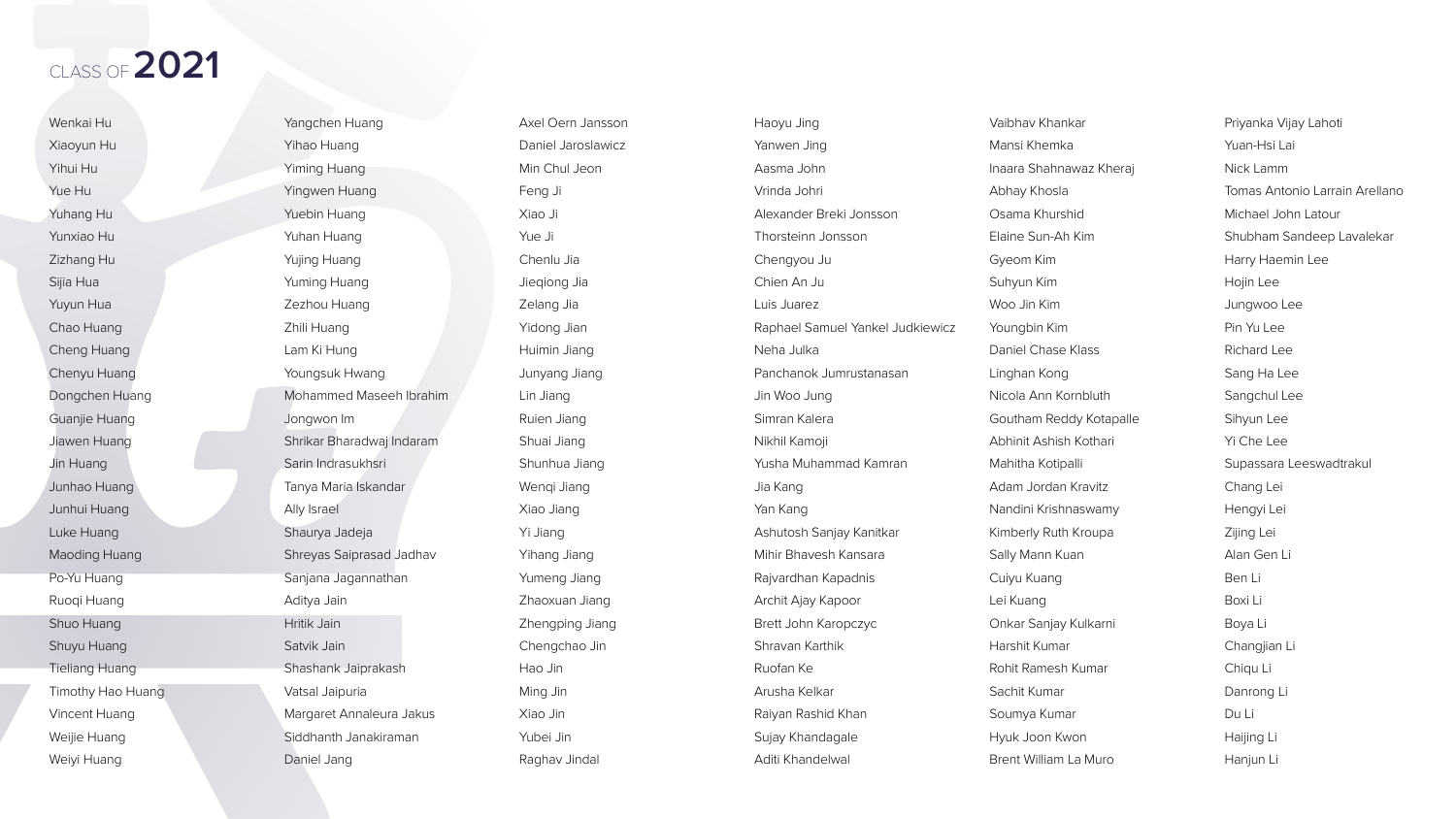# CLASS OF **2021**

Wenkai Hu
Xiaoyun Hu
Yihui Hu
Yue Hu
Yuhang Hu
Yunxiao Hu
Zizhang Hu
Sijia Hua
Yuyun Hua
Chao Huang
Cheng Huang
Chenyu Huang
Dongchen Huang
Guanjie Huang
Jiawen Huang
Jin Huang
Junhao Huang
Junhui Huang
Luke Huang
Maoding Huang
Po-Yu Huang
Ruoqi Huang
Shuo Huang
Shuyu Huang
Tieliang Huang
Timothy Hao Huang
Vincent Huang
Weijie Huang
Weiyi Huang

Yangchen Huang
Yihao Huang
Yiming Huang
Yingwen Huang
Yuebin Huang
Yuhan Huang
Yujing Huang
Yuming Huang
Zezhou Huang
Zhili Huang
Lam Ki Hung
Youngsuk Hwang
Mohammed Maseeh Ibrahim
Jongwon Im
Shrikar Bharadwaj Indaram
Sarin Indrasukhsri
Tanya Maria Iskandar
Ally Israel
Shaurya Jadeja
Shreyas Saiprasad Jadhav
Sanjana Jagannathan
Aditya Jain
Hritik Jain
Satvik Jain
Shashank Jaiprakash
Vatsal Jaipuria
Margaret Annaleura Jakus
Siddhanth Janakiraman
Daniel Jang

Axel Oern Jansson
Daniel Jaroslawicz
Min Chul Jeon
Feng Ji
Xiao Ji
Yue Ji
Chenlu Jia
Jieqiong Jia
Zelang Jia
Yidong Jian
Huimin Jiang
Junyang Jiang
Lin Jiang
Ruien Jiang
Shuai Jiang
Shunhua Jiang
Wenqi Jiang
Xiao Jiang
Yi Jiang
Yihang Jiang
Yumeng Jiang
Zhaoxuan Jiang
Zhengping Jiang
Chengchao Jin
Hao Jin
Ming Jin
Xiao Jin
Yubei Jin
Raghav Jindal

Haoyu Jing
Yanwen Jing
Aasma John
Vrinda Johri
Alexander Breki Jonsson
Thorsteinn Jonsson
Chengyou Ju
Chien An Ju
Luis Juarez
Raphael Samuel Yankel Judkiewicz
Neha Julka
Panchanok Jumrustanasan
Jin Woo Jung
Simran Kalera
Nikhil Kamoji
Yusha Muhammad Kamran
Jia Kang
Yan Kang
Ashutosh Sanjay Kanitkar
Mihir Bhavesh Kansara
Rajvardhan Kapadnis
Archit Ajay Kapoor
Brett John Karopczyc
Shravan Karthik
Ruofan Ke
Arusha Kelkar
Raiyan Rashid Khan
Sujay Khandagale
Aditi Khandelwal

Vaibhav Khankar
Mansi Khemka
Inaara Shahnawaz Kheraj
Abhay Khosla
Osama Khurshid
Elaine Sun-Ah Kim
Gyeom Kim
Suhyun Kim
Woo Jin Kim
Youngbin Kim
Daniel Chase Klass
Linghan Kong
Nicola Ann Kornbluth
Goutham Reddy Kotapalle
Abhinit Ashish Kothari
Mahitha Kotipalli
Adam Jordan Kravitz
Nandini Krishnaswamy
Kimberly Ruth Kroupa
Sally Mann Kuan
Cuiyu Kuang
Lei Kuang
Onkar Sanjay Kulkarni
Harshit Kumar
Rohit Ramesh Kumar
Sachit Kumar
Soumya Kumar
Hyuk Joon Kwon
Brent William La Muro

Priyanka Vijay Lahoti
Yuan-Hsi Lai
Nick Lamm
Tomas Antonio Larrain Arellano
Michael John Latour
Shubham Sandeep Lavalekar
Harry Haemin Lee
Hojin Lee
Jungwoo Lee
Pin Yu Lee
Richard Lee
Sang Ha Lee
Sangchul Lee
Sihyun Lee
Yi Che Lee
Supassara Leeswadtrakul
Chang Lei
Hengyi Lei
Zijing Lei
Alan Gen Li
Ben Li
Boxi Li
Boya Li
Changjian Li
Chiqu Li
Danrong Li
Du Li
Haijing Li
Hanjun Li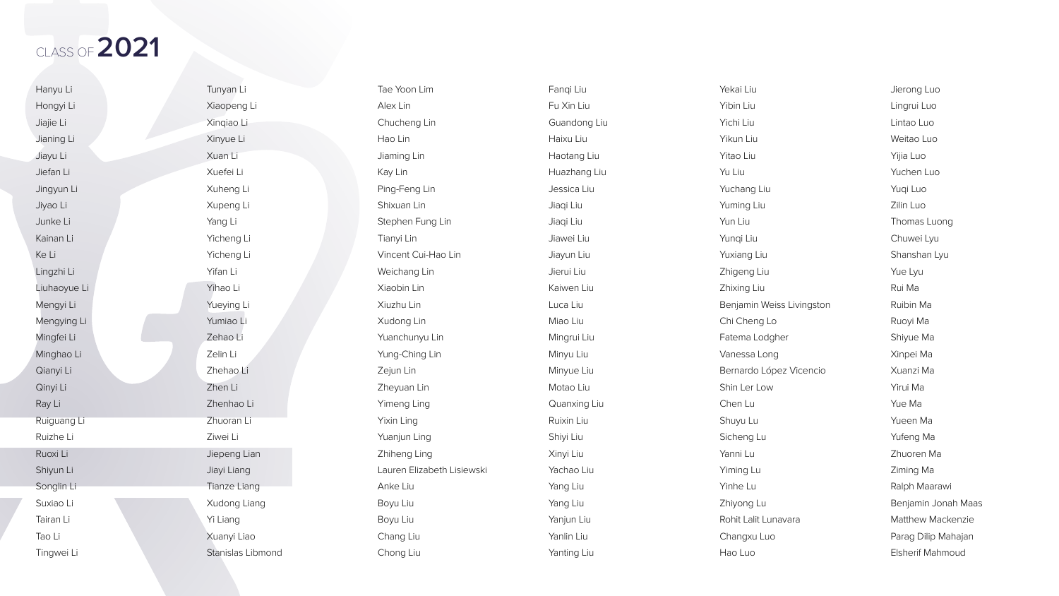CLASS OF **2021**

Hanyu Li
Hongyi Li
Jiajie Li
Jianing Li
Jiayu Li
Jiefan Li
Jingyun Li
Jiyao Li
Junke Li
Kainan Li
Ke Li
Lingzhi Li
Liuhaoyue Li
Mengyi Li
Mengying Li
Mingfei Li
Minghao Li
Qianyi Li
Qinyi Li
Ray Li
Ruiguang Li
Ruizhe Li
Ruoxi Li
Shiyun Li
Songlin Li
Suxiao Li
Tairan Li
Tao Li
Tingwei Li

Tunyan Li
Xiaopeng Li
Xinqiao Li
Xinyue Li
Xuan Li
Xuefei Li
Xuheng Li
Xupeng Li
Yang Li
Yicheng Li
Yicheng Li
Yifan Li
Yihao Li
Yueying Li
Yumiao Li
Zehao Li
Zelin Li
Zhehao Li
Zhen Li
Zhenhao Li
Zhuoran Li
Ziwei Li
Jiepeng Lian
Jiayi Liang
Tianze Liang
Xudong Liang
Yi Liang
Xuanyi Liao
Stanislas Libmond

Tae Yoon Lim
Alex Lin
Chucheng Lin
Hao Lin
Jiaming Lin
Kay Lin
Ping-Feng Lin
Shixuan Lin
Stephen Fung Lin
Tianyi Lin
Vincent Cui-Hao Lin
Weichang Lin
Xiaobin Lin
Xiuzhu Lin
Xudong Lin
Yuanchunyu Lin
Yung-Ching Lin
Zejun Lin
Zheyuan Lin
Yimeng Ling
Yixin Ling
Yuanjun Ling
Zhiheng Ling
Lauren Elizabeth Lisiewski
Anke Liu
Boyu Liu
Boyu Liu
Chang Liu
Chong Liu

Fanqi Liu
Fu Xin Liu
Guandong Liu
Haixu Liu
Haotang Liu
Huazhang Liu
Jessica Liu
Jiaqi Liu
Jiaqi Liu
Jiawei Liu
Jiayun Liu
Jierui Liu
Kaiwen Liu
Luca Liu
Miao Liu
Mingrui Liu
Minyu Liu
Minyue Liu
Motao Liu
Quanxing Liu
Ruixin Liu
Shiyi Liu
Xinyi Liu
Yachao Liu
Yang Liu
Yang Liu
Yanjun Liu
Yanlin Liu
Yanting Liu

Yekai Liu
Yibin Liu
Yichi Liu
Yikun Liu
Yitao Liu
Yu Liu
Yuchang Liu
Yuming Liu
Yun Liu
Yunqi Liu
Yuxiang Liu
Zhigeng Liu
Zhixing Liu
Benjamin Weiss Livingston
Chi Cheng Lo
Fatema Lodgher
Vanessa Long
Bernardo López Vicencio
Shin Ler Low
Chen Lu
Shuyu Lu
Sicheng Lu
Yanni Lu
Yiming Lu
Yinhe Lu
Zhiyong Lu
Rohit Lalit Lunavara
Changxu Luo
Hao Luo

Jierong Luo
Lingrui Luo
Lintao Luo
Weitao Luo
Yijia Luo
Yuchen Luo
Yuqi Luo
Zilin Luo
Thomas Luong
Chuwei Lyu
Shanshan Lyu
Yue Lyu
Rui Ma
Ruibin Ma
Ruoyi Ma
Shiyue Ma
Xinpei Ma
Xuanzi Ma
Yirui Ma
Yue Ma
Yueen Ma
Yufeng Ma
Zhuoren Ma
Ziming Ma
Ralph Maarawi
Benjamin Jonah Maas
Matthew Mackenzie
Parag Dilip Mahajan
Elsherif Mahmoud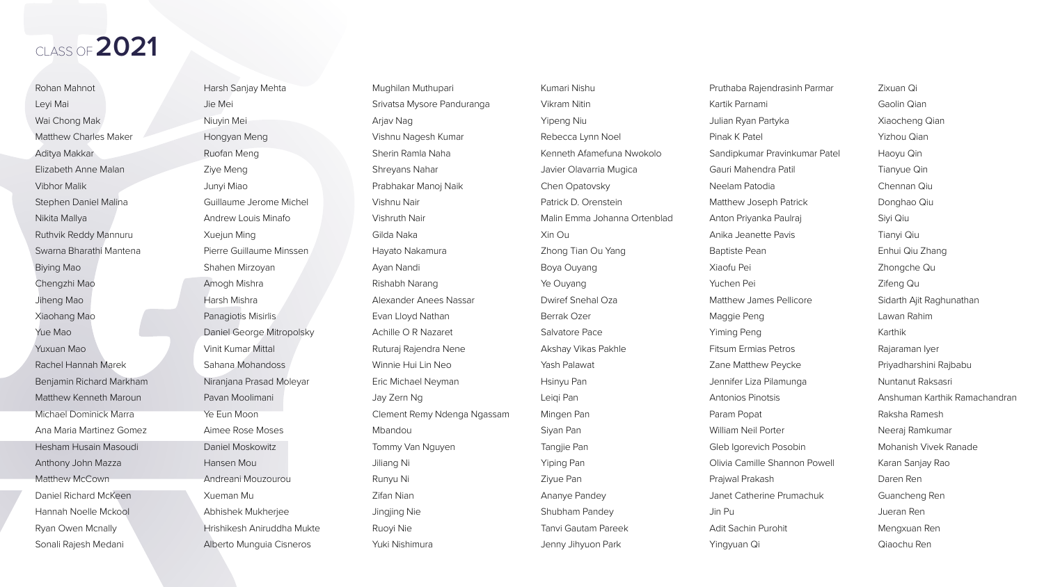# CLASS OF 2021

Rohan Mahnot
Leyi Mai
Wai Chong Mak
Matthew Charles Maker
Aditya Makkar
Elizabeth Anne Malan
Vibhor Malik
Stephen Daniel Malina
Nikita Mallya
Ruthvik Reddy Mannuru
Swarna Bharathi Mantena
Biying Mao
Chengzhi Mao
Jiheng Mao
Xiaohang Mao
Yue Mao
Yuxuan Mao
Rachel Hannah Marek
Benjamin Richard Markham
Matthew Kenneth Maroun
Michael Dominick Marra
Ana Maria Martinez Gomez
Hesham Husain Masoudi
Anthony John Mazza
Matthew McCown
Daniel Richard McKeen
Hannah Noelle Mckool
Ryan Owen Mcnally
Sonali Rajesh Medani

Harsh Sanjay Mehta
Jie Mei
Niuyin Mei
Hongyan Meng
Ruofan Meng
Ziye Meng
Junyi Miao
Guillaume Jerome Michel
Andrew Louis Minafo
Xuejun Ming
Pierre Guillaume Minssen
Shahen Mirzoyan
Amogh Mishra
Harsh Mishra
Panagiotis Misirlis
Daniel George Mitropolsky
Vinit Kumar Mittal
Sahana Mohandoss
Niranjana Prasad Moleyar
Pavan Moolimani
Ye Eun Moon
Aimee Rose Moses
Daniel Moskowitz
Hansen Mou
Andreani Mouzourou
Xueman Mu
Abhishek Mukherjee
Hrishikesh Aniruddha Mukte
Alberto Munguia Cisneros

Mughilan Muthupari
Srivatsa Mysore Panduranga
Arjav Nag
Vishnu Nagesh Kumar
Sherin Ramla Naha
Shreyans Nahar
Prabhakar Manoj Naik
Vishnu Nair
Vishruth Nair
Gilda Naka
Hayato Nakamura
Ayan Nandi
Rishabh Narang
Alexander Anees Nassar
Evan Lloyd Nathan
Achille O R Nazaret
Ruturaj Rajendra Nene
Winnie Hui Lin Neo
Eric Michael Neyman
Jay Zern Ng
Clement Remy Ndenga Ngassam
Mbandou
Tommy Van Nguyen
Jiliang Ni
Runyu Ni
Zifan Nian
Jingjing Nie
Ruoyi Nie
Yuki Nishimura

Kumari Nishu
Vikram Nitin
Yipeng Niu
Rebecca Lynn Noel
Kenneth Afamefuna Nwokolo
Javier Olavarria Mugica
Chen Opatovsky
Patrick D. Orenstein
Malin Emma Johanna Ortenblad
Xin Ou
Zhong Tian Ou Yang
Boya Ouyang
Ye Ouyang
Dwiref Snehal Oza
Berrak Ozer
Salvatore Pace
Akshay Vikas Pakhle
Yash Palawat
Hsinyu Pan
Leiqi Pan
Mingen Pan
Siyan Pan
Tangjie Pan
Yiping Pan
Ziyue Pan
Ananye Pandey
Shubham Pandey
Tanvi Gautam Pareek
Jenny Jihyuon Park

Pruthaba Rajendrasinh Parmar
Kartik Parnami
Julian Ryan Partyka
Pinak K Patel
Sandipkumar Pravinkumar Patel
Gauri Mahendra Patil
Neelam Patodia
Matthew Joseph Patrick
Anton Priyanka Paulraj
Anika Jeanette Pavis
Baptiste Pean
Xiaofu Pei
Yuchen Pei
Matthew James Pellicore
Maggie Peng
Yiming Peng
Fitsum Ermias Petros
Zane Matthew Peycke
Jennifer Liza Pilamunga
Antonios Pinotsis
Param Popat
William Neil Porter
Gleb Igorevich Posobin
Olivia Camille Shannon Powell
Prajwal Prakash
Janet Catherine Prumachuk
Jin Pu
Adit Sachin Purohit
Yingyuan Qi

Zixuan Qi
Gaolin Qian
Xiaocheng Qian
Yizhou Qian
Haoyu Qin
Tianyue Qin
Chennan Qiu
Donghao Qiu
Siyi Qiu
Tianyi Qiu
Enhui Qiu Zhang
Zhongche Qu
Zifeng Qu
Sidarth Ajit Raghunathan
Lawan Rahim
Karthik
Rajaraman Iyer
Priyadharshini Rajbabu
Nuntanut Raksasri
Anshuman Karthik Ramachandran
Raksha Ramesh
Neeraj Ramkumar
Mohanish Vivek Ranade
Karan Sanjay Rao
Daren Ren
Guancheng Ren
Jueran Ren
Mengxuan Ren
Qiaochu Ren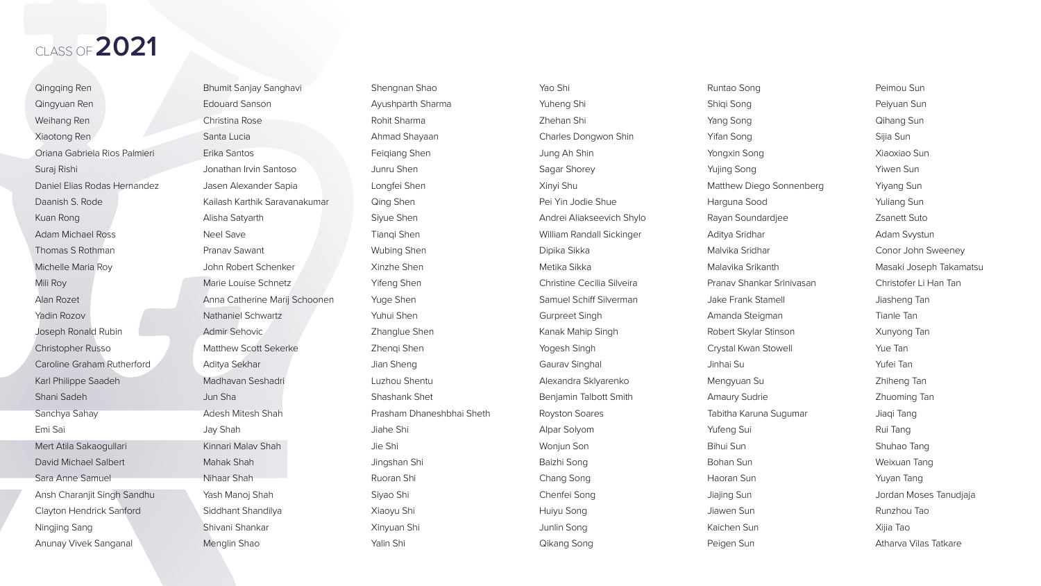CLASS OF **2021**

Qingqing Ren
Qingyuan Ren
Weihang Ren
Xiaotong Ren
Oriana Gabriela Rios Palmieri
Suraj Rishi
Daniel Elias Rodas Hernandez
Daanish S. Rode
Kuan Rong
Adam Michael Ross
Thomas S Rothman
Michelle Maria Roy
Mili Roy
Alan Rozet
Yadin Rozov
Joseph Ronald Rubin
Christopher Russo
Caroline Graham Rutherford
Karl Philippe Saadeh
Shani Sadeh
Sanchya Sahay
Emi Sai
Mert Atila Sakaogullari
David Michael Salbert
Sara Anne Samuel
Ansh Charanjit Singh Sandhu
Clayton Hendrick Sanford
Ningjing Sang
Anunay Vivek Sanganal

Bhumit Sanjay Sanghavi
Edouard Sanson
Christina Rose
Santa Lucia
Erika Santos
Jonathan Irvin Santoso
Jasen Alexander Sapia
Kailash Karthik Saravanakumar
Alisha Satyarth
Neel Save
Pranav Sawant
John Robert Schenker
Marie Louise Schnetz
Anna Catherine Marij Schoonen
Nathaniel Schwartz
Admir Sehovic
Matthew Scott Sekerke
Aditya Sekhar
Madhavan Seshadri
Jun Sha
Adesh Mitesh Shah
Jay Shah
Kinnari Malav Shah
Mahak Shah
Nihaar Shah
Yash Manoj Shah
Siddhant Shandilya
Shivani Shankar
Menglin Shao

Shengnan Shao
Ayushparth Sharma
Rohit Sharma
Ahmad Shayaan
Feiqiang Shen
Junru Shen
Longfei Shen
Qing Shen
Siyue Shen
Tianqi Shen
Wubing Shen
Xinzhe Shen
Yifeng Shen
Yuge Shen
Yuhui Shen
Zhanglue Shen
Zhenqi Shen
Jian Sheng
Luzhou Shentu
Shashank Shet
Prasham Dhaneshbhai Sheth
Jiahe Shi
Jie Shi
Jingshan Shi
Ruoran Shi
Siyao Shi
Xiaoyu Shi
Xinyuan Shi
Yalin Shi

Yao Shi
Yuheng Shi
Zhehan Shi
Charles Dongwon Shin
Jung Ah Shin
Sagar Shorey
Xinyi Shu
Pei Yin Jodie Shue
Andrei Aliakseevich Shylo
William Randall Sickinger
Dipika Sikka
Metika Sikka
Christine Cecilia Silveira
Samuel Schiff Silverman
Gurpreet Singh
Kanak Mahip Singh
Yogesh Singh
Gaurav Singhal
Alexandra Sklyarenko
Benjamin Talbott Smith
Royston Soares
Alpar Solyom
Wonjun Son
Baizhi Song
Chang Song
Chenfei Song
Huiyu Song
Junlin Song
Qikang Song

Runtao Song
Shiqi Song
Yang Song
Yifan Song
Yongxin Song
Yujing Song
Matthew Diego Sonnenberg
Harguna Sood
Rayan Soundardjee
Aditya Sridhar
Malvika Sridhar
Malavika Srikanth
Pranav Shankar Srinivasan
Jake Frank Stamell
Amanda Steigman
Robert Skylar Stinson
Crystal Kwan Stowell
Jinhai Su
Mengyuan Su
Amaury Sudrie
Tabitha Karuna Sugumar
Yufeng Sui
Bihui Sun
Bohan Sun
Haoran Sun
Jiajing Sun
Jiawen Sun
Kaichen Sun
Peigen Sun

Peimou Sun
Peiyuan Sun
Qihang Sun
Sijia Sun
Xiaoxiao Sun
Yiwen Sun
Yiyang Sun
Yuliang Sun
Zsanett Suto
Adam Svystun
Conor John Sweeney
Masaki Joseph Takamatsu
Christofer Li Han Tan
Jiasheng Tan
Tianle Tan
Xunyong Tan
Yue Tan
Yufei Tan
Zhiheng Tan
Zhuoming Tan
Jiaqi Tang
Rui Tang
Shuhao Tang
Weixuan Tang
Yuyan Tang
Jordan Moses Tanudjaja
Runzhou Tao
Xijia Tao
Atharva Vilas Tatkare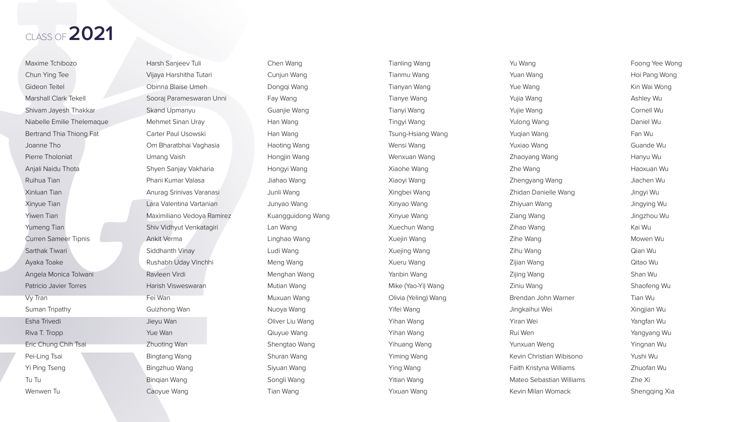# CLASS OF 2021

Maxime Tchibozo
Chun Ying Tee
Gideon Teitel
Marshall Clark Tekell
Shivam Jayesh Thakkar
Niabelle Emilie Thelemaque
Bertrand Thia Thiong Fat
Joanne Tho
Pierre Tholoniat
Anjali Naidu Thota
Ruihua Tian
Xinluan Tian
Xinyue Tian
Yiwen Tian
Yumeng Tian
Curren Sameer Tipnis
Sarthak Tiwari
Ayaka Toake
Angela Monica Tolwani
Patricio Javier Torres
Vy Tran
Suman Tripathy
Esha Trivedi
Riva T. Tropp
Eric Chung Chih Tsai
Pei-Ling Tsai
Yi Ping Tseng
Tu Tu
Wenwen Tu

Harsh Sanjeev Tuli
Vijaya Harshitha Tutari
Obinna Blaise Umeh
Sooraj Parameswaran Unni
Skand Upmanyu
Mehmet Sinan Uray
Carter Paul Usowski
Om Bharatbhai Vaghasia
Umang Vaish
Shyen Sanjay Vakharia
Phani Kumar Valasa
Anurag Srinivas Varanasi
Lara Valentina Vartanian
Maximiliano Vedoya Ramirez
Shiv Vidhyut Venkatagiri
Ankit Verma
Siddhanth Vinay
Rushabh Uday Vinchhi
Ravleen Virdi
Harish Visweswaran
Fei Wan
Guizhong Wan
Jieyu Wan
Yue Wan
Zhuoting Wan
Bingtang Wang
Bingzhuo Wang
Binqian Wang
Caoyue Wang

Chen Wang
Cunjun Wang
Dongqi Wang
Fay Wang
Guanjie Wang
Han Wang
Han Wang
Haoting Wang
Hongjin Wang
Hongyi Wang
Jiahao Wang
Junli Wang
Junyao Wang
Kuangguidong Wang
Lan Wang
Linghao Wang
Ludi Wang
Meng Wang
Menghan Wang
Mutian Wang
Muxuan Wang
Nuoya Wang
Oliver Liu Wang
Qiuyue Wang
Shengtao Wang
Shuran Wang
Siyuan Wang
Songli Wang
Tian Wang

Tianling Wang
Tianmu Wang
Tianyan Wang
Tianye Wang
Tianyi Wang
Tingyi Wang
Tsung-Hsiang Wang
Wensi Wang
Wenxuan Wang
Xiaohe Wang
Xiaoyi Wang
Xingbei Wang
Xinyao Wang
Xinyue Wang
Xuechun Wang
Xuejin Wang
Xuejing Wang
Xueru Wang
Yanbin Wang
Mike (Yao-Yi) Wang
Olivia (Yeling) Wang
Yifei Wang
Yihan Wang
Yihan Wang
Yihuang Wang
Yiming Wang
Ying Wang
Yitian Wang
Yixuan Wang

Yu Wang
Yuan Wang
Yue Wang
Yujia Wang
Yujie Wang
Yulong Wang
Yuqian Wang
Yuxiao Wang
Zhaoyang Wang
Zhe Wang
Zhengyang Wang
Zhidan Danielle Wang
Zhiyuan Wang
Ziang Wang
Zihao Wang
Zihe Wang
Zihu Wang
Zijian Wang
Zijing Wang
Ziniu Wang
Brendan John Warner
Jingkaihui Wei
Yiran Wei
Rui Wen
Yunxuan Weng
Kevin Christian Wibisono
Faith Kristyna Williams
Mateo Sebastian Williams
Kevin Milan Womack

Foong Yee Wong
Hoi Pang Wong
Kin Wai Wong
Ashley Wu
Cornell Wu
Daniel Wu
Fan Wu
Guande Wu
Hanyu Wu
Haoxuan Wu
Jiachen Wu
Jingyi Wu
Jingying Wu
Jingzhou Wu
Kai Wu
Mowen Wu
Qian Wu
Qitao Wu
Shan Wu
Shaofeng Wu
Tian Wu
Xingjian Wu
Yangfan Wu
Yangyang Wu
Yingnan Wu
Yushi Wu
Zhuofan Wu
Zhe Xi
Shengqing Xia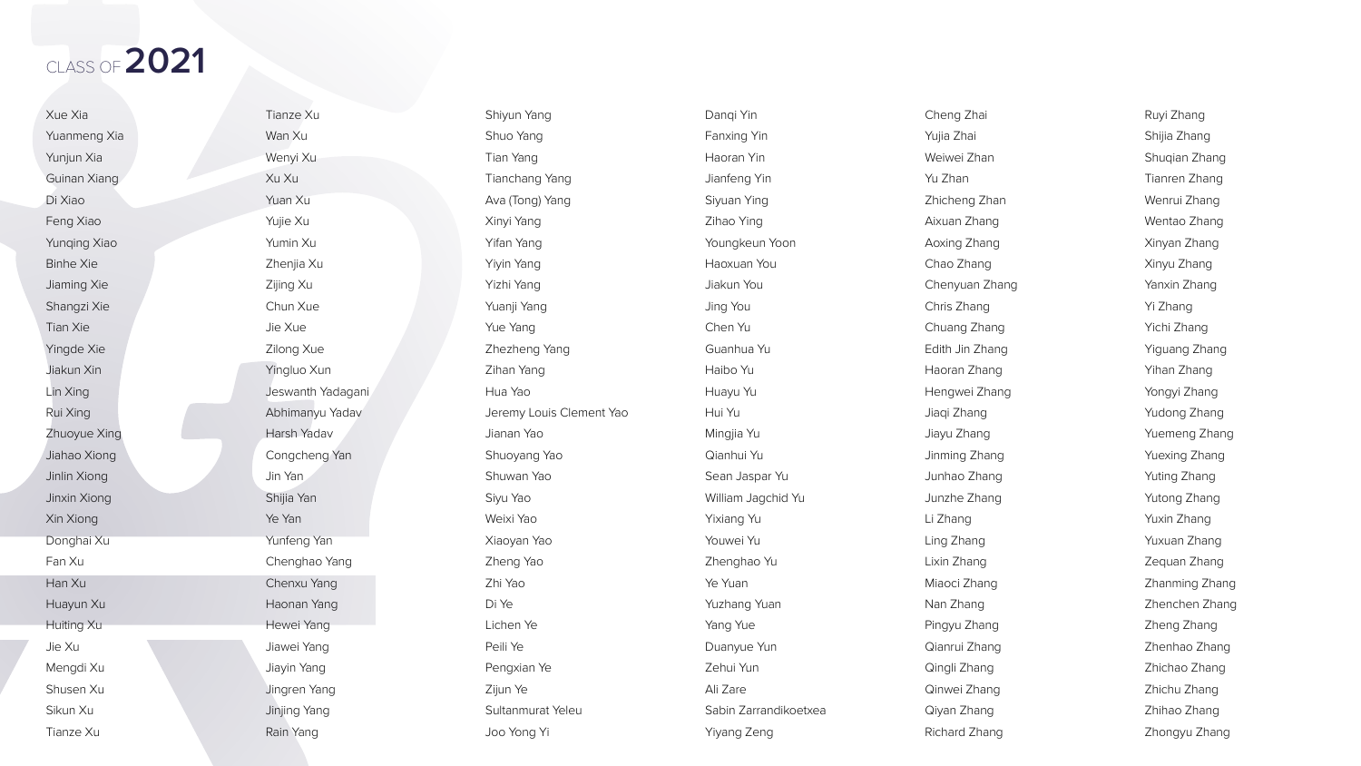CLASS OF **2021**

Xue Xia
Yuanmeng Xia
Yunjun Xia
Guinan Xiang
Di Xiao
Feng Xiao
Yunqing Xiao
Binhe Xie
Jiaming Xie
Shangzi Xie
Tian Xie
Yingde Xie
Jiakun Xin
Lin Xing
Rui Xing
Zhuoyue Xing
Jiahao Xiong
Jinlin Xiong
Jinxin Xiong
Xin Xiong
Donghai Xu
Fan Xu
Han Xu
Huayun Xu
Huiting Xu
Jie Xu
Mengdi Xu
Shusen Xu
Sikun Xu
Tianze Xu

Tianze Xu
Wan Xu
Wenyi Xu
Xu Xu
Yuan Xu
Yujie Xu
Yumin Xu
Zhenjia Xu
Zijing Xu
Chun Xue
Jie Xue
Zilong Xue
Yingluo Xun
Jeswanth Yadagani
Abhimanyu Yadav
Harsh Yadav
Congcheng Yan
Jin Yan
Shijia Yan
Ye Yan
Yunfeng Yan
Chenghao Yang
Chenxu Yang
Haonan Yang
Hewei Yang
Jiawei Yang
Jiayin Yang
Jingren Yang
Jinjing Yang
Rain Yang

Shiyun Yang
Shuo Yang
Tian Yang
Tianchang Yang
Ava (Tong) Yang
Xinyi Yang
Yifan Yang
Yiyin Yang
Yizhi Yang
Yuanji Yang
Yue Yang
Zhezheng Yang
Zihan Yang
Hua Yao
Jeremy Louis Clement Yao
Jianan Yao
Shuoyang Yao
Shuwan Yao
Siyu Yao
Weixi Yao
Xiaoyan Yao
Zheng Yao
Zhi Yao
Di Ye
Lichen Ye
Peili Ye
Pengxian Ye
Zijun Ye
Sultanmurat Yeleu
Joo Yong Yi

Danqi Yin
Fanxing Yin
Haoran Yin
Jianfeng Yin
Siyuan Ying
Zihao Ying
Youngkeun Yoon
Haoxuan You
Jiakun You
Jing You
Chen Yu
Guanhua Yu
Haibo Yu
Huayu Yu
Hui Yu
Mingjia Yu
Qianhui Yu
Sean Jaspar Yu
William Jagchid Yu
Yixiang Yu
Youwei Yu
Zhenghao Yu
Ye Yuan
Yuzhang Yuan
Yang Yue
Duanyue Yun
Zehui Yun
Ali Zare
Sabin Zarrandikoetxea
Yiyang Zeng

Cheng Zhai
Yujia Zhai
Weiwei Zhan
Yu Zhan
Zhicheng Zhan
Aixuan Zhang
Aoxing Zhang
Chao Zhang
Chenyuan Zhang
Chris Zhang
Chuang Zhang
Edith Jin Zhang
Haoran Zhang
Hengwei Zhang
Jiaqi Zhang
Jiayu Zhang
Jinming Zhang
Junhao Zhang
Junzhe Zhang
Li Zhang
Ling Zhang
Lixin Zhang
Miaoci Zhang
Nan Zhang
Pingyu Zhang
Qianrui Zhang
Qingli Zhang
Qinwei Zhang
Qiyan Zhang
Richard Zhang

Ruyi Zhang
Shijia Zhang
Shuqian Zhang
Tianren Zhang
Wenrui Zhang
Wentao Zhang
Xinyan Zhang
Xinyu Zhang
Yanxin Zhang
Yi Zhang
Yichi Zhang
Yiguang Zhang
Yihan Zhang
Yongyi Zhang
Yudong Zhang
Yuemeng Zhang
Yuexing Zhang
Yuting Zhang
Yutong Zhang
Yuxin Zhang
Yuxuan Zhang
Zequan Zhang
Zhanming Zhang
Zhenchen Zhang
Zheng Zhang
Zhenhao Zhang
Zhichao Zhang
Zhichu Zhang
Zhihao Zhang
Zhongyu Zhang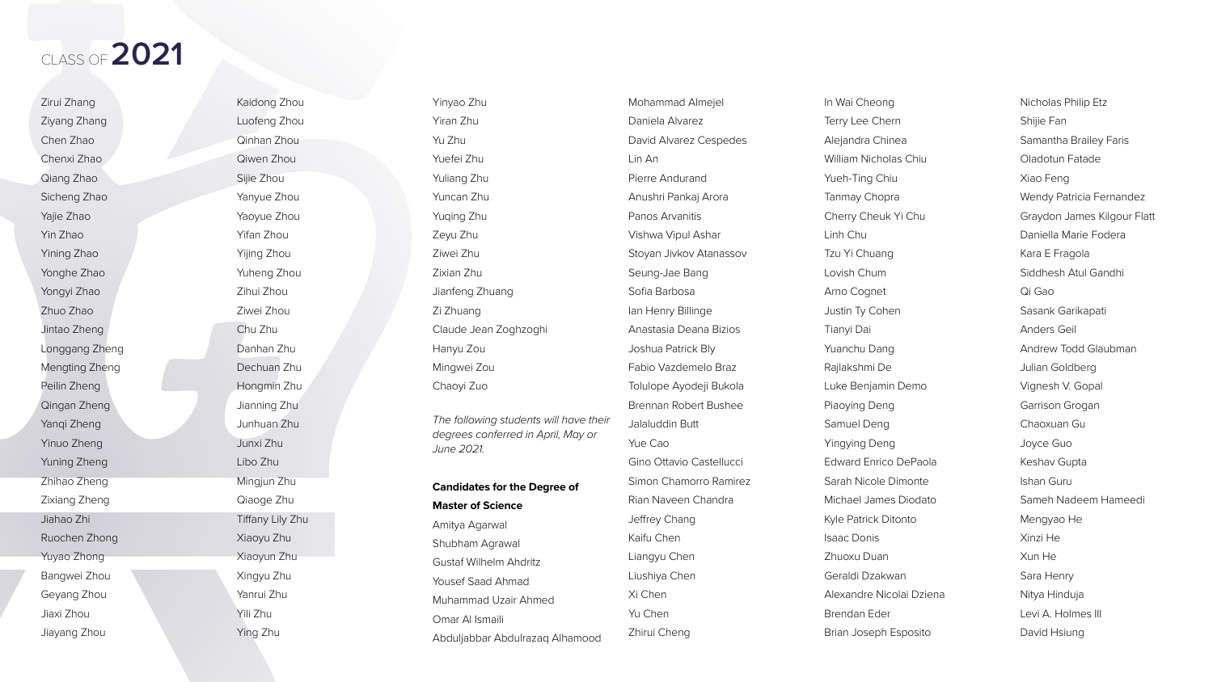# CLASS OF 2021

Zirui Zhang
Ziyang Zhang
Chen Zhao
Chenxi Zhao
Qiang Zhao
Sicheng Zhao
Yajie Zhao
Yin Zhao
Yining Zhao
Yonghe Zhao
Yongyi Zhao
Zhuo Zhao
Jintao Zheng
Longgang Zheng
Mengting Zheng
Peilin Zheng
Qingan Zheng
Yanqi Zheng
Yinuo Zheng
Yuning Zheng
Zhihao Zheng
Zixiang Zheng
Jiahao Zhi
Ruochen Zhong
Yuyao Zhong
Bangwei Zhou
Geyang Zhou
Jiaxi Zhou
Jiayang Zhou

Kaidong Zhou
Luofeng Zhou
Qinhan Zhou
Qiwen Zhou
Sijie Zhou
Yanyue Zhou
Yaoyue Zhou
Yifan Zhou
Yijing Zhou
Yuheng Zhou
Zihui Zhou
Ziwei Zhou
Chu Zhu
Danhan Zhu
Dechuan Zhu
Hongmin Zhu
Jianning Zhu
Junhuan Zhu
Junxi Zhu
Libo Zhu
Mingjun Zhu
Qiaoge Zhu
Tiffany Lily Zhu
Xiaoyu Zhu
Xiaoyun Zhu
Xingyu Zhu
Yanrui Zhu
Yili Zhu
Ying Zhu

Yinyao Zhu
Yiran Zhu
Yu Zhu
Yuefei Zhu
Yuliang Zhu
Yuncan Zhu
Yuqing Zhu
Zeyu Zhu
Ziwei Zhu
Zixian Zhu
Jianfeng Zhuang
Zi Zhuang
Claude Jean Zoghzoghi
Hanyu Zou
Mingwei Zou
Chaoyi Zuo

*The following students will have their degrees conferred in April, May or June 2021.*

**Candidates for the Degree of Master of Science**

Amitya Agarwal
Shubham Agrawal
Gustaf Wilhelm Ahdritz
Yousef Saad Ahmad
Muhammad Uzair Ahmed
Omar Al Ismaili
Abduljabbar Abdulrazaq Alhamood
Mohammad Almejel
Daniela Alvarez
David Alvarez Cespedes
Lin An
Pierre Andurand
Anushri Pankaj Arora
Panos Arvanitis
Vishwa Vipul Ashar
Stoyan Jivkov Atanassov
Seung-Jae Bang
Sofia Barbosa
Ian Henry Billinge
Anastasia Deana Bizios
Joshua Patrick Bly
Fabio Vazdemelo Braz
Tolulope Ayodeji Bukola
Brennan Robert Bushee
Jalaluddin Butt
Yue Cao
Gino Ottavio Castellucci
Simon Chamorro Ramirez
Rian Naveen Chandra
Jeffrey Chang
Kaifu Chen
Liangyu Chen
Liushiya Chen
Xi Chen
Yu Chen
Zhirui Cheng

In Wai Cheong
Terry Lee Chern
Alejandra Chinea
William Nicholas Chiu
Yueh-Ting Chiu
Tanmay Chopra
Cherry Cheuk Yi Chu
Linh Chu
Tzu Yi Chuang
Lovish Chum
Arno Cognet
Justin Ty Cohen
Tianyi Dai
Yuanchu Dang
Rajlakshmi De
Luke Benjamin Demo
Piaoying Deng
Samuel Deng
Yingying Deng
Edward Enrico DePaola
Sarah Nicole Dimonte
Michael James Diodato
Kyle Patrick Ditonto
Isaac Donis
Zhuoxu Duan
Geraldi Dzakwan
Alexandre Nicolai Dziena
Brendan Eder
Brian Joseph Esposito

Nicholas Philip Etz
Shijie Fan
Samantha Brailey Faris
Oladotun Fatade
Xiao Feng
Wendy Patricia Fernandez
Graydon James Kilgour Flatt
Daniella Marie Fodera
Kara E Fragola
Siddhesh Atul Gandhi
Qi Gao
Sasank Garikapati
Anders Geil
Andrew Todd Glaubman
Julian Goldberg
Vignesh V. Gopal
Garrison Grogan
Chaoxuan Gu
Joyce Guo
Keshav Gupta
Ishan Guru
Sameh Nadeem Hameedi
Mengyao He
Xinzi He
Xun He
Sara Henry
Nitya Hinduja
Levi A. Holmes III
David Hsiung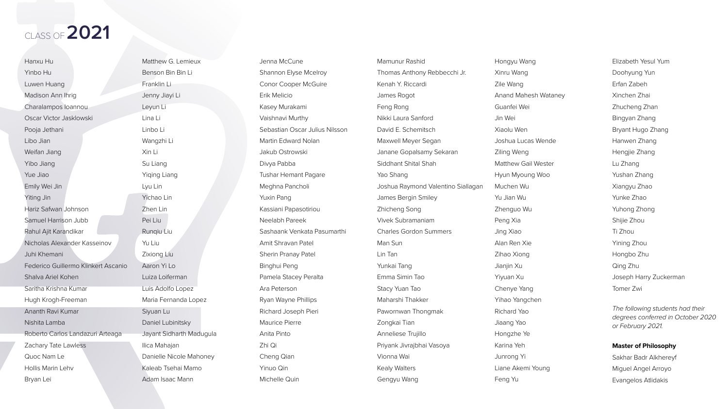# CLASS OF **2021**

Hanxu Hu
Yinbo Hu
Luwen Huang
Madison Ann Ihrig
Charalampos Ioannou
Oscar Victor Jasklowski
Pooja Jethani
Libo Jian
Weifan Jiang
Yibo Jiang
Yue Jiao
Emily Wei Jin
Yiting Jin
Hariz Safwan Johnson
Samuel Harrison Jubb
Rahul Ajit Karandikar
Nicholas Alexander Kasseinov
Juhi Khemani
Federico Guillermo Klinkert Ascanio
Shalva Ariel Kohen
Saritha Krishna Kumar
Hugh Krogh-Freeman
Ananth Ravi Kumar
Nishita Lamba
Roberto Carlos Landazuri Arteaga
Zachary Tate Lawless
Quoc Nam Le
Hollis Marin Lehv
Bryan Lei

Matthew G. Lemieux
Benson Bin Bin Li
Franklin Li
Jenny Jiayi Li
Leyun Li
Lina Li
Linbo Li
Wangzhi Li
Xin Li
Su Liang
Yiqing Liang
Lyu Lin
Yichao Lin
Zhen Lin
Pei Liu
Runqiu Liu
Yu Liu
Zixiong Liu
Aaron Yi Lo
Luiza Loiferman
Luis Adolfo Lopez
Maria Fernanda Lopez
Siyuan Lu
Daniel Lubinitsky
Jayant Sidharth Madugula
Ilica Mahajan
Danielle Nicole Mahoney
Kaleab Tsehai Mamo
Adam Isaac Mann

Jenna McCune
Shannon Elyse Mcelroy
Conor Cooper McGuire
Erik Melicio
Kasey Murakami
Vaishnavi Murthy
Sebastian Oscar Julius Nilsson
Martin Edward Nolan
Jakub Ostrowski
Divya Pabba
Tushar Hemant Pagare
Meghna Pancholi
Yuxin Pang
Kassiani Papasotiriou
Neelabh Pareek
Sashaank Venkata Pasumarthi
Amit Shravan Patel
Sherin Pranay Patel
Binghui Peng
Pamela Stacey Peralta
Ara Peterson
Ryan Wayne Phillips
Richard Joseph Pieri
Maurice Pierre
Anita Pinto
Zhi Qi
Cheng Qian
Yinuo Qin
Michelle Quin

Mamunur Rashid
Thomas Anthony Rebbecchi Jr.
Kenah Y. Riccardi
James Rogot
Feng Rong
Nikki Laura Sanford
David E. Schemitsch
Maxwell Meyer Segan
Janane Gopalsamy Sekaran
Siddhant Shital Shah
Yao Shang
Joshua Raymond Valentino Siallagan
James Bergin Smiley
Zhicheng Song
Vivek Subramaniam
Charles Gordon Summers
Man Sun
Lin Tan
Yunkai Tang
Emma Simin Tao
Stacy Yuan Tao
Maharshi Thakker
Pawornwan Thongmak
Zongkai Tian
Anneliese Trujillo
Priyank Jivrajbhai Vasoya
Vionna Wai
Kealy Walters
Gengyu Wang

Hongyu Wang
Xinru Wang
Zile Wang
Anand Mahesh Wataney
Guanfei Wei
Jin Wei
Xiaolu Wen
Joshua Lucas Wende
Ziling Weng
Matthew Gail Wester
Hyun Myoung Woo
Muchen Wu
Yu Jian Wu
Zhenguo Wu
Peng Xia
Jing Xiao
Alan Ren Xie
Zihao Xiong
Jianjin Xu
Yiyuan Xu
Chenye Yang
Yihao Yangchen
Richard Yao
Jiaang Yao
Hongzhe Ye
Karina Yeh
Junrong Yi
Liane Akemi Young
Feng Yu

Elizabeth Yesul Yum
Doohyung Yun
Erfan Zabeh
Xinchen Zhai
Zhucheng Zhan
Bingyan Zhang
Bryant Hugo Zhang
Hanwen Zhang
Hengjie Zhang
Lu Zhang
Yushan Zhang
Xiangyu Zhao
Yunke Zhao
Yuhong Zhong
Shijie Zhou
Ti Zhou
Yining Zhou
Hongbo Zhu
Qing Zhu
Joseph Harry Zuckerman
Tomer Zwi

*The following students had their degrees conferred in October 2020 or February 2021.*

**Master of Philosophy**

Sakhar Badr Alkhereyf
Miguel Angel Arroyo
Evangelos Atlidakis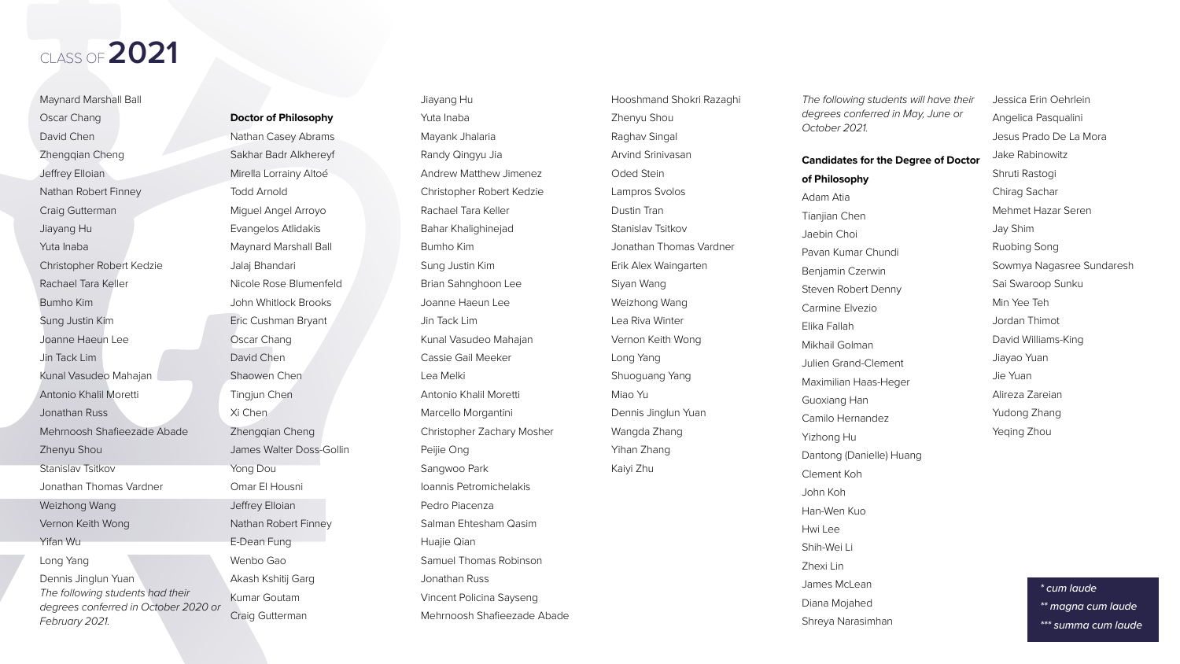# CLASS OF **2021**

Maynard Marshall Ball
Oscar Chang
David Chen
Zhengqian Cheng
Jeffrey Elloian
Nathan Robert Finney
Craig Gutterman
Jiayang Hu
Yuta Inaba
Christopher Robert Kedzie
Rachael Tara Keller
Bumho Kim
Sung Justin Kim
Joanne Haeun Lee
Jin Tack Lim
Kunal Vasudeo Mahajan
Antonio Khalil Moretti
Jonathan Russ
Mehrnoosh Shafieezade Abade
Zhenyu Shou
Stanislav Tsitkov
Jonathan Thomas Vardner
Weizhong Wang
Vernon Keith Wong
Yifan Wu
Long Yang
Dennis Jinglun Yuan

*The following students had their degrees conferred in October 2020 or February 2021.*

**Doctor of Philosophy**

Nathan Casey Abrams
Sakhar Badr Alkhereyf
Mirella Lorrainy Altoé
Todd Arnold
Miguel Angel Arroyo
Evangelos Atlidakis
Maynard Marshall Ball
Jalaj Bhandari
Nicole Rose Blumenfeld
John Whitlock Brooks
Eric Cushman Bryant
Oscar Chang
David Chen
Shaowen Chen
Tingjun Chen
Xi Chen
Zhengqian Cheng
James Walter Doss-Gollin
Yong Dou
Omar El Housni
Jeffrey Elloian
Nathan Robert Finney
E-Dean Fung
Wenbo Gao
Akash Kshitij Garg
Kumar Goutam
Craig Gutterman
Jiayang Hu
Yuta Inaba
Mayank Jhalaria
Randy Qingyu Jia
Andrew Matthew Jimenez
Christopher Robert Kedzie
Rachael Tara Keller
Bahar Khalighinejad
Bumho Kim
Sung Justin Kim
Brian Sahnghoon Lee
Joanne Haeun Lee
Jin Tack Lim
Kunal Vasudeo Mahajan
Cassie Gail Meeker
Lea Melki
Antonio Khalil Moretti
Marcello Morgantini
Christopher Zachary Mosher
Peijie Ong
Sangwoo Park
Ioannis Petromichelakis
Pedro Piacenza
Salman Ehtesham Qasim
Huajie Qian
Samuel Thomas Robinson
Jonathan Russ
Vincent Policina Sayseng
Mehrnoosh Shafieezade Abade
Hooshmand Shokri Razaghi
Zhenyu Shou
Raghav Singal
Arvind Srinivasan
Oded Stein
Lampros Svolos
Dustin Tran
Stanislav Tsitkov
Jonathan Thomas Vardner
Erik Alex Waingarten
Siyan Wang
Weizhong Wang
Lea Riva Winter
Vernon Keith Wong
Long Yang
Shuoguang Yang
Miao Yu
Dennis Jinglun Yuan
Wangda Zhang
Yihan Zhang
Kaiyi Zhu

*The following students will have their degrees conferred in May, June or October 2021.*

**Candidates for the Degree of Doctor of Philosophy**

Adam Atia
Tianjian Chen
Jaebin Choi
Pavan Kumar Chundi
Benjamin Czerwin
Steven Robert Denny
Carmine Elvezio
Elika Fallah
Mikhail Golman
Julien Grand-Clement
Maximilian Haas-Heger
Guoxiang Han
Camilo Hernandez
Yizhong Hu
Dantong (Danielle) Huang
Clement Koh
John Koh
Han-Wen Kuo
Hwi Lee
Shih-Wei Li
Zhexi Lin
James McLean
Diana Mojahed
Shreya Narasimhan
Jessica Erin Oehrlein
Angelica Pasqualini
Jesus Prado De La Mora
Jake Rabinowitz
Shruti Rastogi
Chirag Sachar
Mehmet Hazar Seren
Jay Shim
Ruobing Song
Sowmya Nagasree Sundaresh
Sai Swaroop Sunku
Min Yee Teh
Jordan Thimot
David Williams-King
Jiayao Yuan
Jie Yuan
Alireza Zareian
Yudong Zhang
Yeqing Zhou

*\* cum laude*
*\*\* magna cum laude*
*\*\*\* summa cum laude*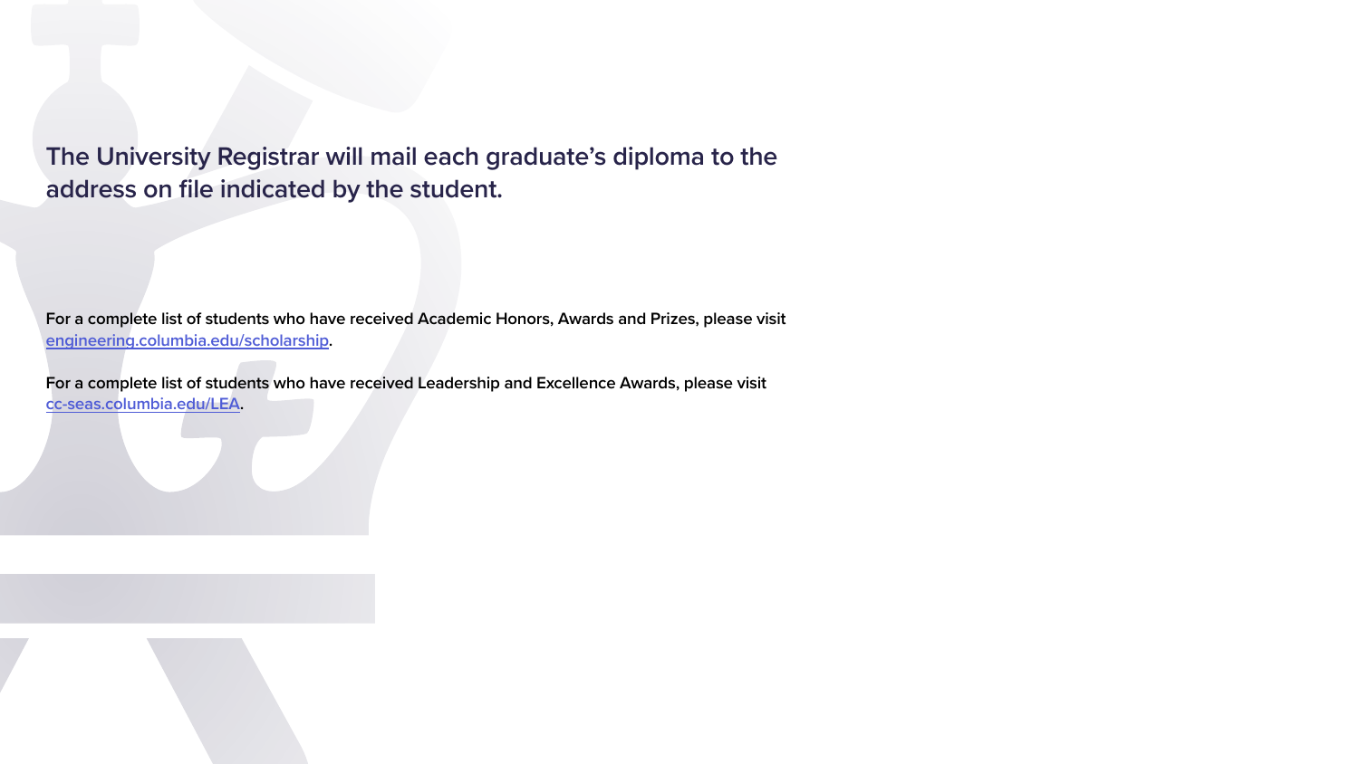## The University Registrar will mail each graduate's diploma to the address on file indicated by the student.

For a complete list of students who have received Academic Honors, Awards and Prizes, please visit engineering.columbia.edu/scholarship.

For a complete list of students who have received Leadership and Excellence Awards, please visit cc-seas.columbia.edu/LEA.